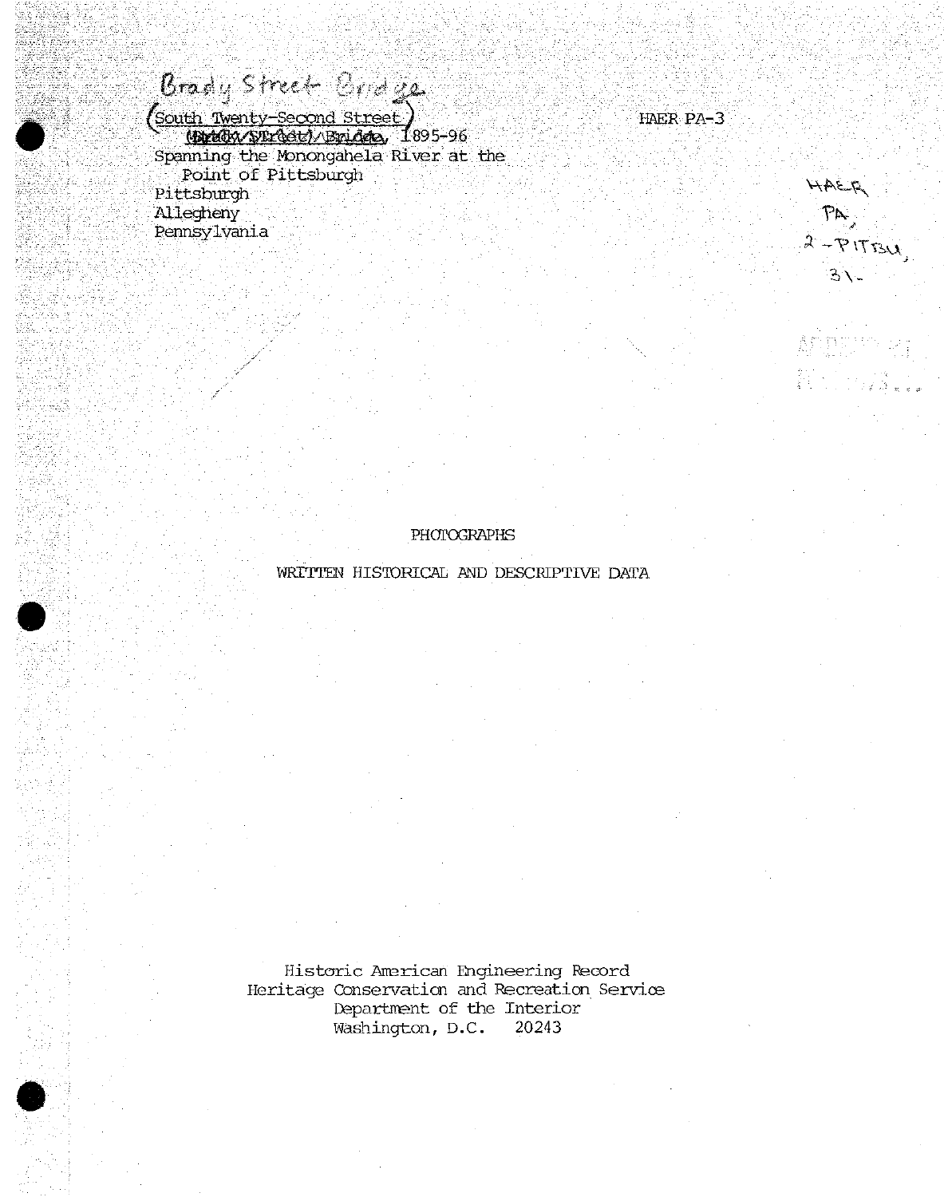Brady Street Bridge

(South Twenty-Second Street)
~~(Brady Street) Bridge~~, 1895-96
Spanning the Monongahela River at the Point of Pittsburgh
Pittsburgh
Allegheny
Pennsylvania

HAER PA-3

HAER
PA,
2-PITBU,
31-

PHOTOGRAPHS

WRITTEN HISTORICAL AND DESCRIPTIVE DATA

Historic American Engineering Record
Heritage Conservation and Recreation Service
Department of the Interior
Washington, D.C. 20243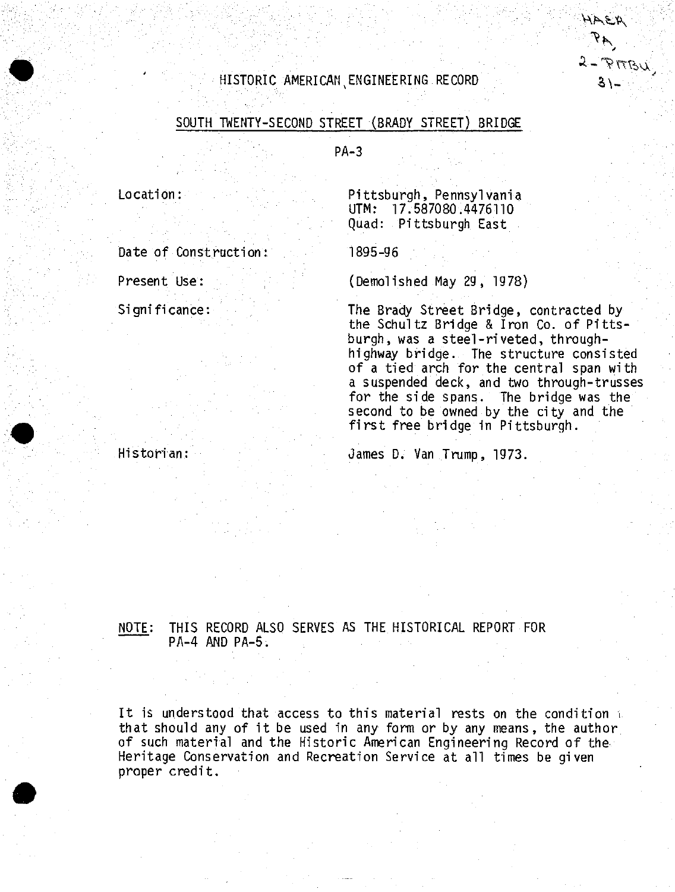HAER PA, 2-PITBU, 31-

HISTORIC AMERICAN ENGINEERING RECORD

## SOUTH TWENTY-SECOND STREET (BRADY STREET) BRIDGE

PA-3

| | |
|---|---|
| Location: | Pittsburgh, Pennsylvania<br>UTM: 17.587080.4476110<br>Quad: Pittsburgh East |
| Date of Construction: | 1895-96 |
| Present Use: | (Demolished May 29, 1978) |
| Significance: | The Brady Street Bridge, contracted by the Schultz Bridge & Iron Co. of Pittsburgh, was a steel-riveted, through-highway bridge. The structure consisted of a tied arch for the central span with a suspended deck, and two through-trusses for the side spans. The bridge was the second to be owned by the city and the first free bridge in Pittsburgh. |
| Historian: | James D. Van Trump, 1973. |

NOTE: THIS RECORD ALSO SERVES AS THE HISTORICAL REPORT FOR PA-4 AND PA-5.

It is understood that access to this material rests on the condition that should any of it be used in any form or by any means, the author of such material and the Historic American Engineering Record of the Heritage Conservation and Recreation Service at all times be given proper credit.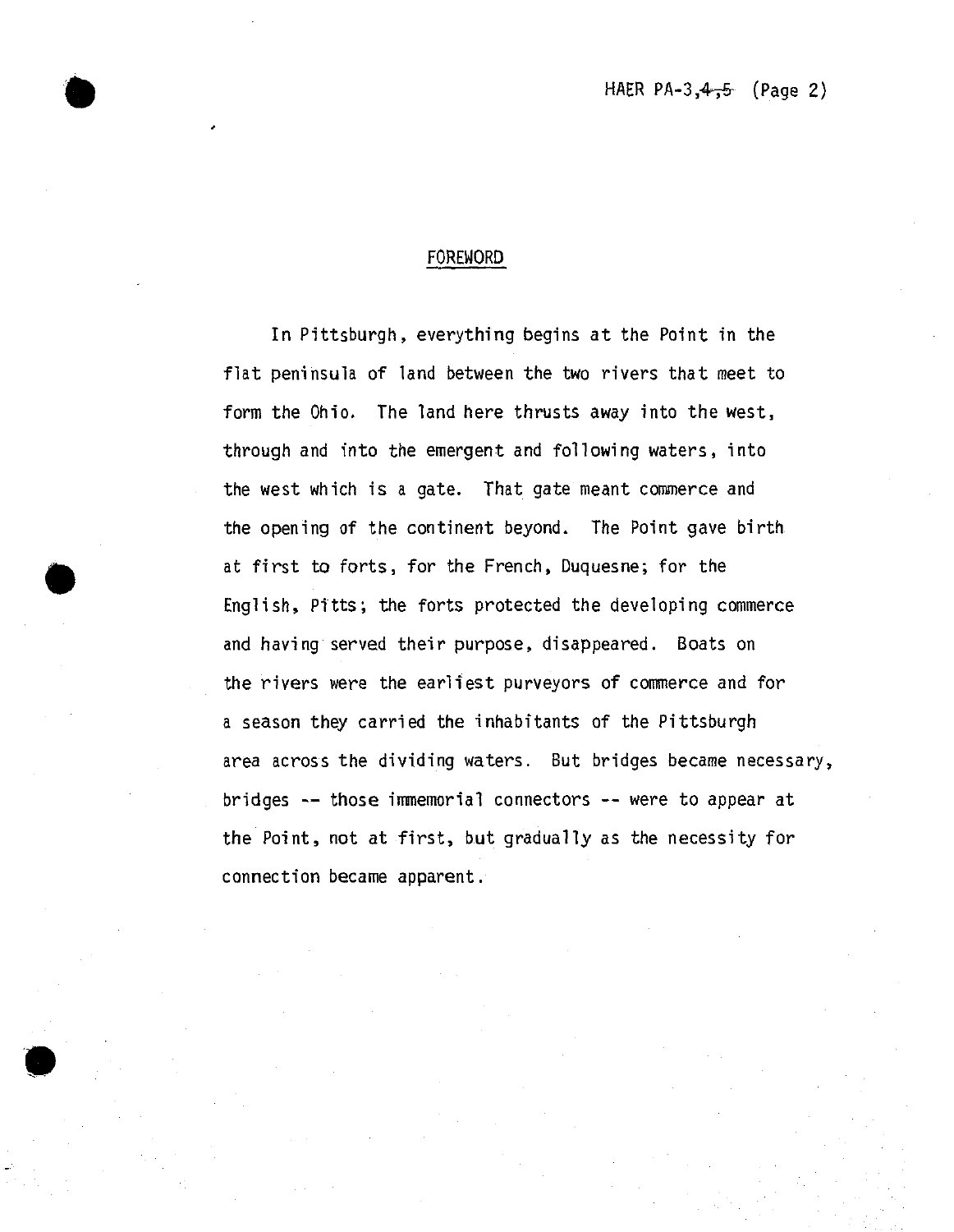## FOREWORD

In Pittsburgh, everything begins at the Point in the flat peninsula of land between the two rivers that meet to form the Ohio. The land here thrusts away into the west, through and into the emergent and following waters, into the west which is a gate. That gate meant commerce and the opening of the continent beyond. The Point gave birth at first to forts, for the French, Duquesne; for the English, Pitts; the forts protected the developing commerce and having served their purpose, disappeared. Boats on the rivers were the earliest purveyors of commerce and for a season they carried the inhabitants of the Pittsburgh area across the dividing waters. But bridges became necessary, bridges -- those immemorial connectors -- were to appear at the Point, not at first, but gradually as the necessity for connection became apparent.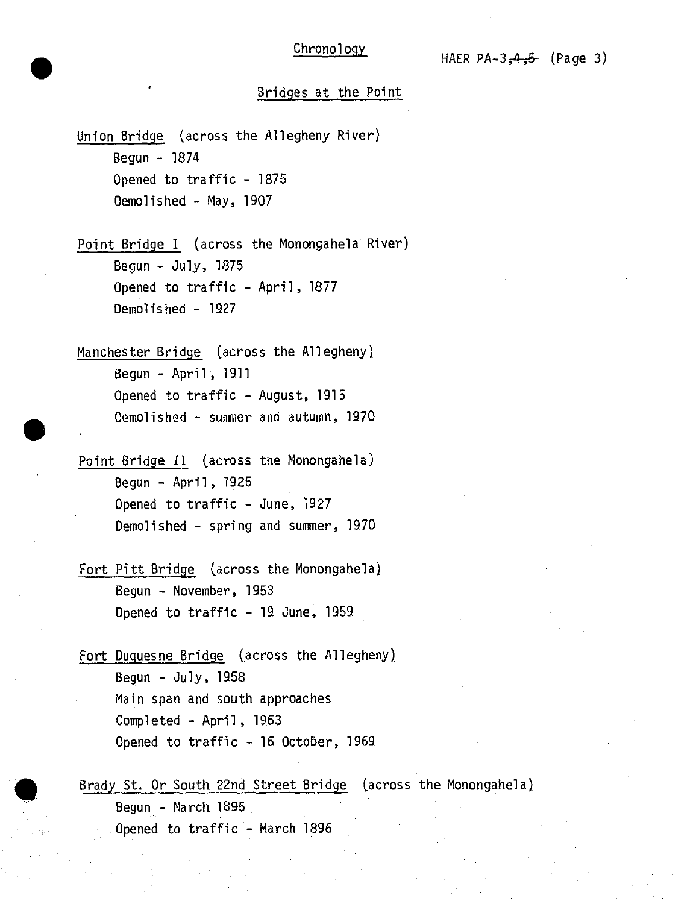## Chronology

### Bridges at the Point

Union Bridge (across the Allegheny River)
- Begun - 1874
- Opened to traffic - 1875
- Oemolished - May, 1907

Point Bridge I (across the Monongahela River)
- Begun - July, 1875
- Opened to traffic - April, 1877
- Demolished - 1927

Manchester Bridge (across the Allegheny)
- Begun - April, 1911
- Opened to traffic - August, 1915
- Oemolished - summer and autumn, 1970

Point Bridge II (across the Monongahela)
- Begun - April, 1925
- Opened to traffic - June, 1927
- Demolished - spring and summer, 1970

Fort Pitt Bridge (across the Monongahela)
- Begun - November, 1953
- Opened to traffic - 19 June, 1959

Fort Duquesne Bridge (across the Allegheny)
- Begun - July, 1958
- Main span and south approaches
- Completed - April, 1963
- Opened to traffic - 16 October, 1969

Brady St. Or South 22nd Street Bridge (across the Monongahela)
- Begun - March 1895
- Opened to traffic - March 1896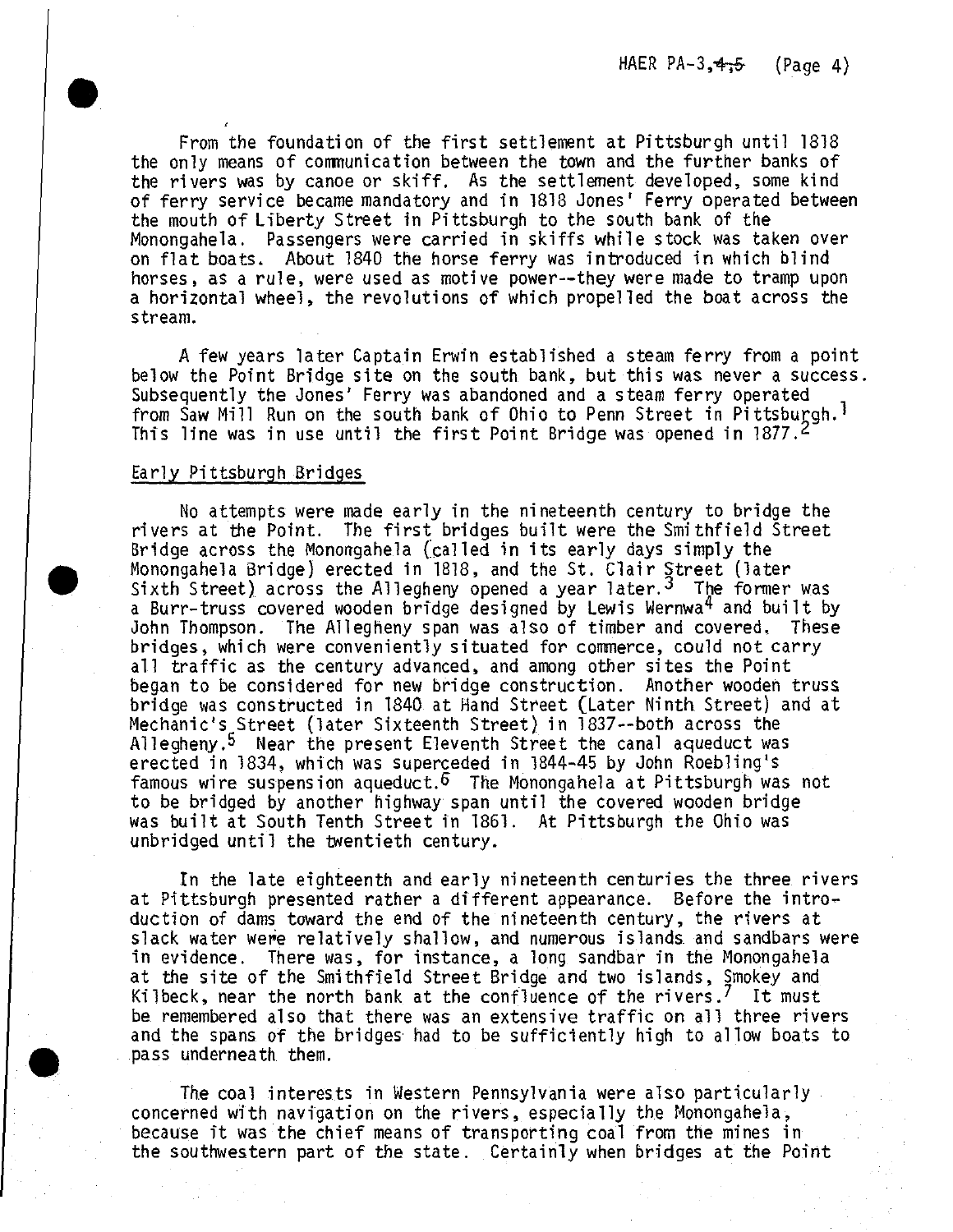From the foundation of the first settlement at Pittsburgh until 1818 the only means of communication between the town and the further banks of the rivers was by canoe or skiff. As the settlement developed, some kind of ferry service became mandatory and in 1818 Jones' Ferry operated between the mouth of Liberty Street in Pittsburgh to the south bank of the Monongahela. Passengers were carried in skiffs while stock was taken over on flat boats. About 1840 the horse ferry was introduced in which blind horses, as a rule, were used as motive power--they were made to tramp upon a horizontal wheel, the revolutions of which propelled the boat across the stream.

A few years later Captain Erwin established a steam ferry from a point below the Point Bridge site on the south bank, but this was never a success. Subsequently the Jones' Ferry was abandoned and a steam ferry operated from Saw Mill Run on the south bank of Ohio to Penn Street in Pittsburgh.[1] This line was in use until the first Point Bridge was opened in 1877.[2]

## Early Pittsburgh Bridges

No attempts were made early in the nineteenth century to bridge the rivers at the Point. The first bridges built were the Smithfield Street Bridge across the Monongahela (called in its early days simply the Monongahela Bridge) erected in 1818, and the St. Clair Street (later Sixth Street) across the Allegheny opened a year later.[3] The former was a Burr-truss covered wooden bridge designed by Lewis Wernwa[4] and built by John Thompson. The Allegheny span was also of timber and covered. These bridges, which were conveniently situated for commerce, could not carry all traffic as the century advanced, and among other sites the Point began to be considered for new bridge construction. Another wooden truss bridge was constructed in 1840 at Hand Street (Later Ninth Street) and at Mechanic's Street (later Sixteenth Street) in 1837--both across the Allegheny.[5] Near the present Eleventh Street the canal aqueduct was erected in 1834, which was superceded in 1844-45 by John Roebling's famous wire suspension aqueduct.[6] The Monongahela at Pittsburgh was not to be bridged by another highway span until the covered wooden bridge was built at South Tenth Street in 1861. At Pittsburgh the Ohio was unbridged until the twentieth century.

In the late eighteenth and early nineteenth centuries the three rivers at Pittsburgh presented rather a different appearance. Before the introduction of dams toward the end of the nineteenth century, the rivers at slack water were relatively shallow, and numerous islands and sandbars were in evidence. There was, for instance, a long sandbar in the Monongahela at the site of the Smithfield Street Bridge and two islands, Smokey and Kilbeck, near the north bank at the confluence of the rivers.[7] It must be remembered also that there was an extensive traffic on all three rivers and the spans of the bridges had to be sufficiently high to allow boats to pass underneath them.

The coal interests in Western Pennsylvania were also particularly concerned with navigation on the rivers, especially the Monongahela, because it was the chief means of transporting coal from the mines in the southwestern part of the state. Certainly when bridges at the Point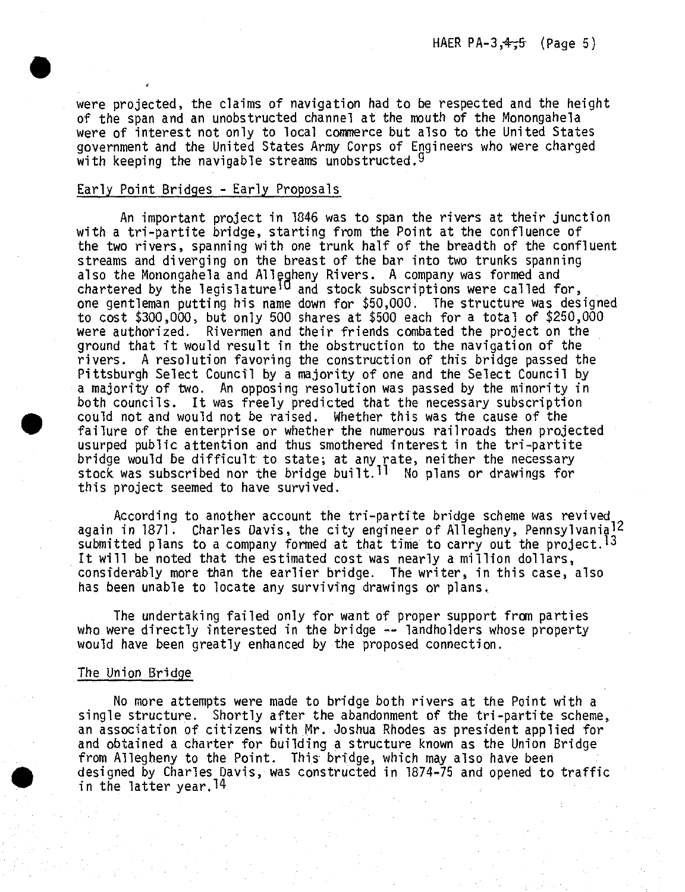were projected, the claims of navigation had to be respected and the height of the span and an unobstructed channel at the mouth of the Monongahela were of interest not only to local commerce but also to the United States government and the United States Army Corps of Engineers who were charged with keeping the navigable streams unobstructed.[9]

## Early Point Bridges - Early Proposals

An important project in 1846 was to span the rivers at their junction with a tri-partite bridge, starting from the Point at the confluence of the two rivers, spanning with one trunk half of the breadth of the confluent streams and diverging on the breast of the bar into two trunks spanning also the Monongahela and Allegheny Rivers. A company was formed and chartered by the legislature[10] and stock subscriptions were called for, one gentleman putting his name down for $50,000. The structure was designed to cost $300,000, but only 500 shares at $500 each for a total of $250,000 were authorized. Rivermen and their friends combated the project on the ground that it would result in the obstruction to the navigation of the rivers. A resolution favoring the construction of this bridge passed the Pittsburgh Select Council by a majority of one and the Select Council by a majority of two. An opposing resolution was passed by the minority in both councils. It was freely predicted that the necessary subscription could not and would not be raised. Whether this was the cause of the failure of the enterprise or whether the numerous railroads then projected usurped public attention and thus smothered interest in the tri-partite bridge would be difficult to state; at any rate, neither the necessary stock was subscribed nor the bridge built.[11] No plans or drawings for this project seemed to have survived.

According to another account the tri-partite bridge scheme was revived again in 1871. Charles Davis, the city engineer of Allegheny, Pennsylvania[12] submitted plans to a company formed at that time to carry out the project.[13] It will be noted that the estimated cost was nearly a million dollars, considerably more than the earlier bridge. The writer, in this case, also has been unable to locate any surviving drawings or plans.

The undertaking failed only for want of proper support from parties who were directly interested in the bridge -- landholders whose property would have been greatly enhanced by the proposed connection.

## The Union Bridge

No more attempts were made to bridge both rivers at the Point with a single structure. Shortly after the abandonment of the tri-partite scheme, an association of citizens with Mr. Joshua Rhodes as president applied for and obtained a charter for building a structure known as the Union Bridge from Allegheny to the Point. This bridge, which may also have been designed by Charles Davis, was constructed in 1874-75 and opened to traffic in the latter year.[14]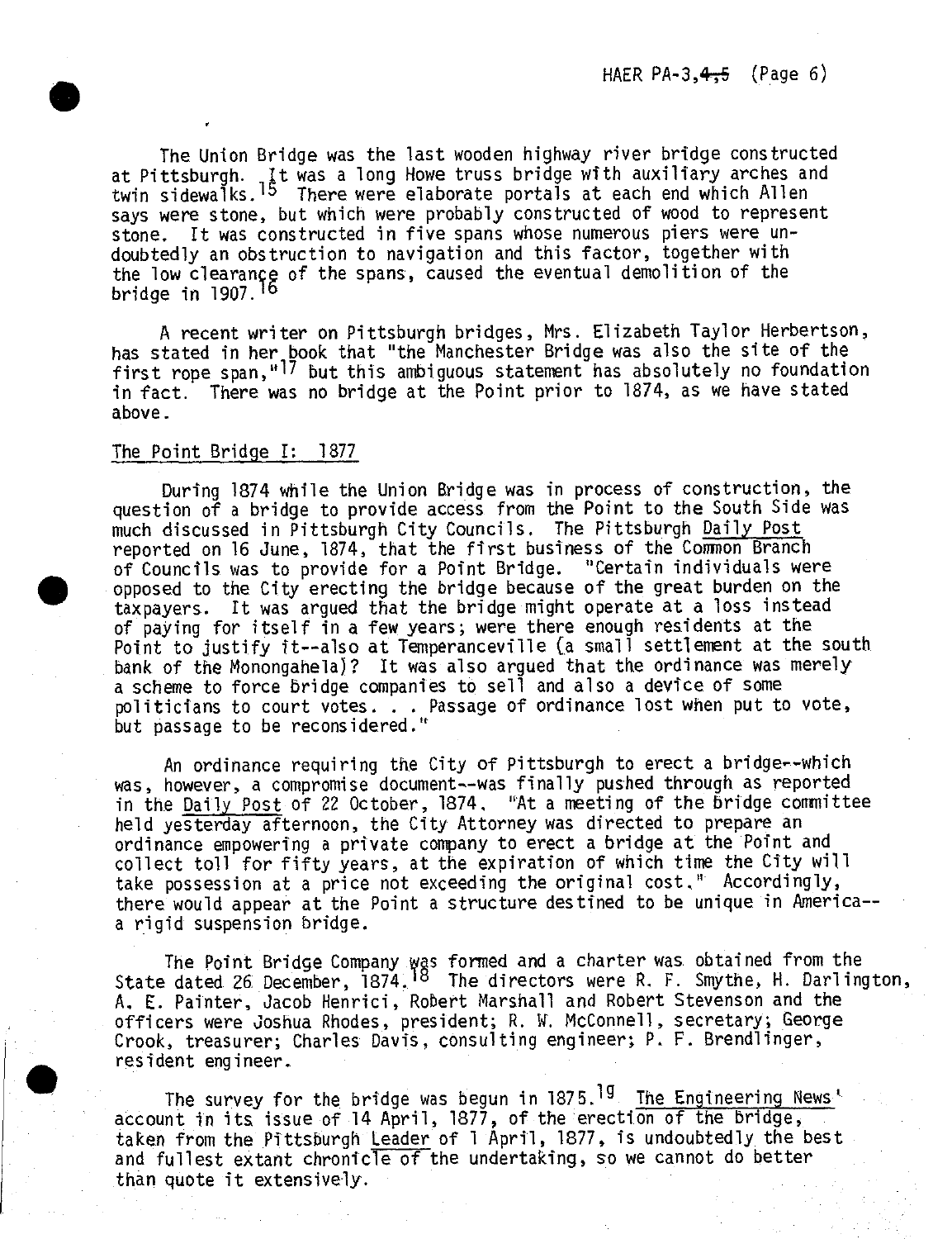The Union Bridge was the last wooden highway river bridge constructed at Pittsburgh. It was a long Howe truss bridge with auxiliary arches and twin sidewalks.[15] There were elaborate portals at each end which Allen says were stone, but which were probably constructed of wood to represent stone. It was constructed in five spans whose numerous piers were undoubtedly an obstruction to navigation and this factor, together with the low clearance of the spans, caused the eventual demolition of the bridge in 1907.[16]

A recent writer on Pittsburgh bridges, Mrs. Elizabeth Taylor Herbertson, has stated in her book that "the Manchester Bridge was also the site of the first rope span,"[17] but this ambiguous statement has absolutely no foundation in fact. There was no bridge at the Point prior to 1874, as we have stated above.

## The Point Bridge I: 1877

During 1874 while the Union Bridge was in process of construction, the question of a bridge to provide access from the Point to the South Side was much discussed in Pittsburgh City Councils. The Pittsburgh Daily Post reported on 16 June, 1874, that the first business of the Common Branch of Councils was to provide for a Point Bridge. "Certain individuals were opposed to the City erecting the bridge because of the great burden on the taxpayers. It was argued that the bridge might operate at a loss instead of paying for itself in a few years; were there enough residents at the Point to justify it--also at Temperanceville (a small settlement at the south bank of the Monongahela)? It was also argued that the ordinance was merely a scheme to force bridge companies to sell and also a device of some politicians to court votes. . . Passage of ordinance lost when put to vote, but passage to be reconsidered."

An ordinance requiring the City of Pittsburgh to erect a bridge--which was, however, a compromise document--was finally pushed through as reported in the Daily Post of 22 October, 1874. "At a meeting of the bridge committee held yesterday afternoon, the City Attorney was directed to prepare an ordinance empowering a private company to erect a bridge at the Point and collect toll for fifty years, at the expiration of which time the City will take possession at a price not exceeding the original cost." Accordingly, there would appear at the Point a structure destined to be unique in America--a rigid suspension bridge.

The Point Bridge Company was formed and a charter was obtained from the State dated 26 December, 1874.[18] The directors were R. F. Smythe, H. Darlington, A. E. Painter, Jacob Henrici, Robert Marshall and Robert Stevenson and the officers were Joshua Rhodes, president; R. W. McConnell, secretary; George Crook, treasurer; Charles Davis, consulting engineer; P. F. Brendlinger, resident engineer.

The survey for the bridge was begun in 1875.[19] The Engineering News' account in its issue of 14 April, 1877, of the erection of the bridge, taken from the Pittsburgh Leader of 1 April, 1877, is undoubtedly the best and fullest extant chronicle of the undertaking, so we cannot do better than quote it extensively.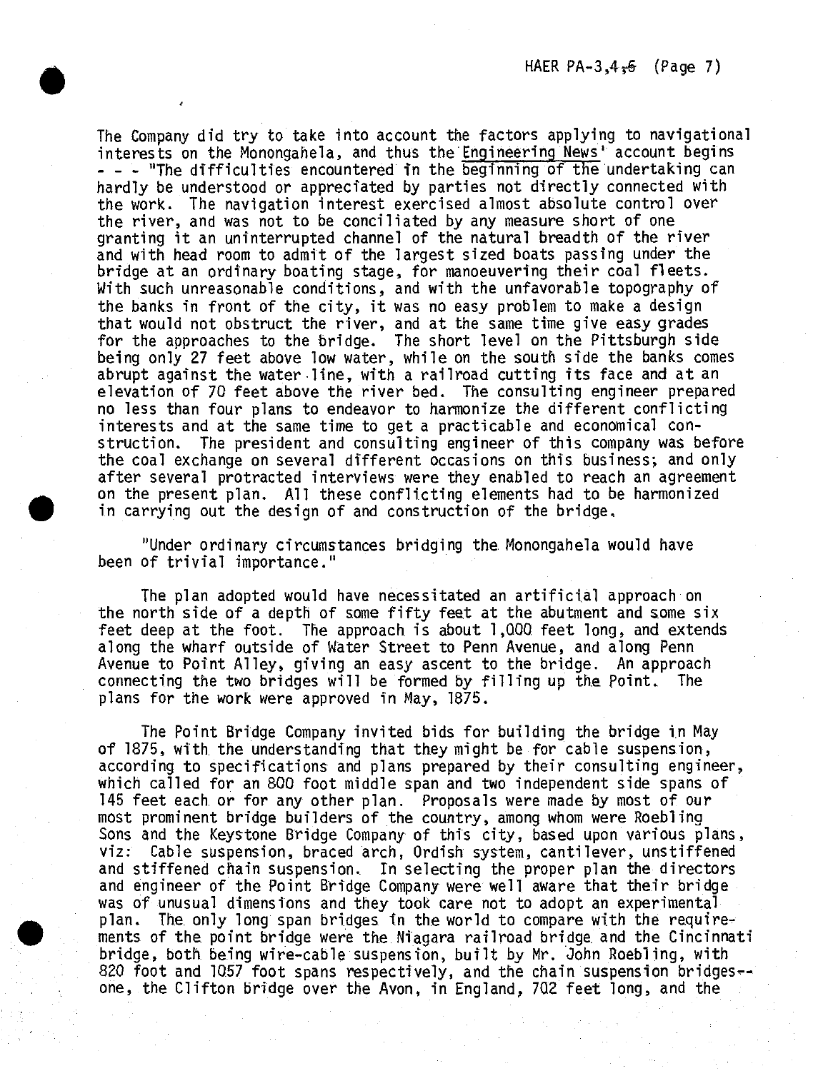The Company did try to take into account the factors applying to navigational interests on the Monongahela, and thus the Engineering News' account begins - - - "The difficulties encountered in the beginning of the undertaking can hardly be understood or appreciated by parties not directly connected with the work. The navigation interest exercised almost absolute control over the river, and was not to be conciliated by any measure short of one granting it an uninterrupted channel of the natural breadth of the river and with head room to admit of the largest sized boats passing under the bridge at an ordinary boating stage, for manoeuvering their coal fleets. With such unreasonable conditions, and with the unfavorable topography of the banks in front of the city, it was no easy problem to make a design that would not obstruct the river, and at the same time give easy grades for the approaches to the bridge. The short level on the Pittsburgh side being only 27 feet above low water, while on the south side the banks comes abrupt against the water line, with a railroad cutting its face and at an elevation of 70 feet above the river bed. The consulting engineer prepared no less than four plans to endeavor to harmonize the different conflicting interests and at the same time to get a practicable and economical construction. The president and consulting engineer of this company was before the coal exchange on several different occasions on this business; and only after several protracted interviews were they enabled to reach an agreement on the present plan. All these conflicting elements had to be harmonized in carrying out the design of and construction of the bridge.

"Under ordinary circumstances bridging the Monongahela would have been of trivial importance."

The plan adopted would have necessitated an artificial approach on the north side of a depth of some fifty feet at the abutment and some six feet deep at the foot. The approach is about 1,000 feet long, and extends along the wharf outside of Water Street to Penn Avenue, and along Penn Avenue to Point Alley, giving an easy ascent to the bridge. An approach connecting the two bridges will be formed by filling up the Point. The plans for the work were approved in May, 1875.

The Point Bridge Company invited bids for building the bridge in May of 1875, with the understanding that they might be for cable suspension, according to specifications and plans prepared by their consulting engineer, which called for an 800 foot middle span and two independent side spans of 145 feet each or for any other plan. Proposals were made by most of our most prominent bridge builders of the country, among whom were Roebling Sons and the Keystone Bridge Company of this city, based upon various plans, viz: Cable suspension, braced arch, Ordish system, cantilever, unstiffened and stiffened chain suspension. In selecting the proper plan the directors and engineer of the Point Bridge Company were well aware that their bridge was of unusual dimensions and they took care not to adopt an experimental plan. The only long span bridges in the world to compare with the requirements of the point bridge were the Niagara railroad bridge and the Cincinnati bridge, both being wire-cable suspension, built by Mr. John Roebling, with 820 foot and 1057 foot spans respectively, and the chain suspension bridges--one, the Clifton bridge over the Avon, in England, 702 feet long, and the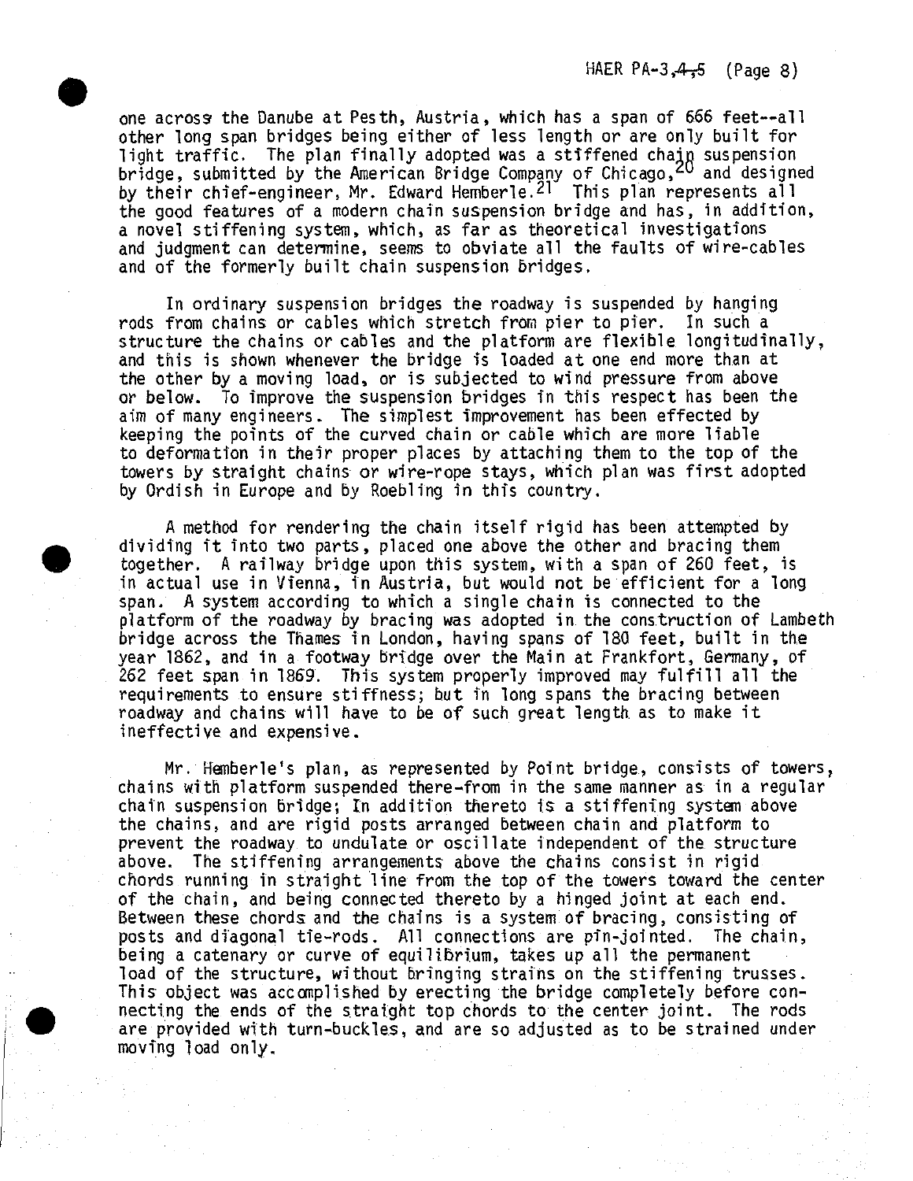one across the Danube at Pesth, Austria, which has a span of 666 feet--all other long span bridges being either of less length or are only built for light traffic. The plan finally adopted was a stiffened chain suspension bridge, submitted by the American Bridge Company of Chicago,[20] and designed by their chief-engineer, Mr. Edward Hemberle.[21] This plan represents all the good features of a modern chain suspension bridge and has, in addition, a novel stiffening system, which, as far as theoretical investigations and judgment can determine, seems to obviate all the faults of wire-cables and of the formerly built chain suspension bridges.

In ordinary suspension bridges the roadway is suspended by hanging rods from chains or cables which stretch from pier to pier. In such a structure the chains or cables and the platform are flexible longitudinally, and this is shown whenever the bridge is loaded at one end more than at the other by a moving load, or is subjected to wind pressure from above or below. To improve the suspension bridges in this respect has been the aim of many engineers. The simplest improvement has been effected by keeping the points of the curved chain or cable which are more liable to deformation in their proper places by attaching them to the top of the towers by straight chains or wire-rope stays, which plan was first adopted by Ordish in Europe and by Roebling in this country.

A method for rendering the chain itself rigid has been attempted by dividing it into two parts, placed one above the other and bracing them together. A railway bridge upon this system, with a span of 260 feet, is in actual use in Vienna, in Austria, but would not be efficient for a long span. A system according to which a single chain is connected to the platform of the roadway by bracing was adopted in the construction of Lambeth bridge across the Thames in London, having spans of 180 feet, built in the year 1862, and in a footway bridge over the Main at Frankfort, Germany, of 262 feet span in 1869. This system properly improved may fulfill all the requirements to ensure stiffness; but in long spans the bracing between roadway and chains will have to be of such great length as to make it ineffective and expensive.

Mr. Hemberle's plan, as represented by Point bridge, consists of towers, chains with platform suspended there-from in the same manner as in a regular chain suspension bridge; In addition thereto is a stiffening system above the chains, and are rigid posts arranged between chain and platform to prevent the roadway to undulate or oscillate independent of the structure above. The stiffening arrangements above the chains consist in rigid chords running in straight line from the top of the towers toward the center of the chain, and being connected thereto by a hinged joint at each end. Between these chords and the chains is a system of bracing, consisting of posts and diagonal tie-rods. All connections are pin-jointed. The chain, being a catenary or curve of equilibrium, takes up all the permanent load of the structure, without bringing strains on the stiffening trusses. This object was accomplished by erecting the bridge completely before connecting the ends of the straight top chords to the center joint. The rods are provided with turn-buckles, and are so adjusted as to be strained under moving load only.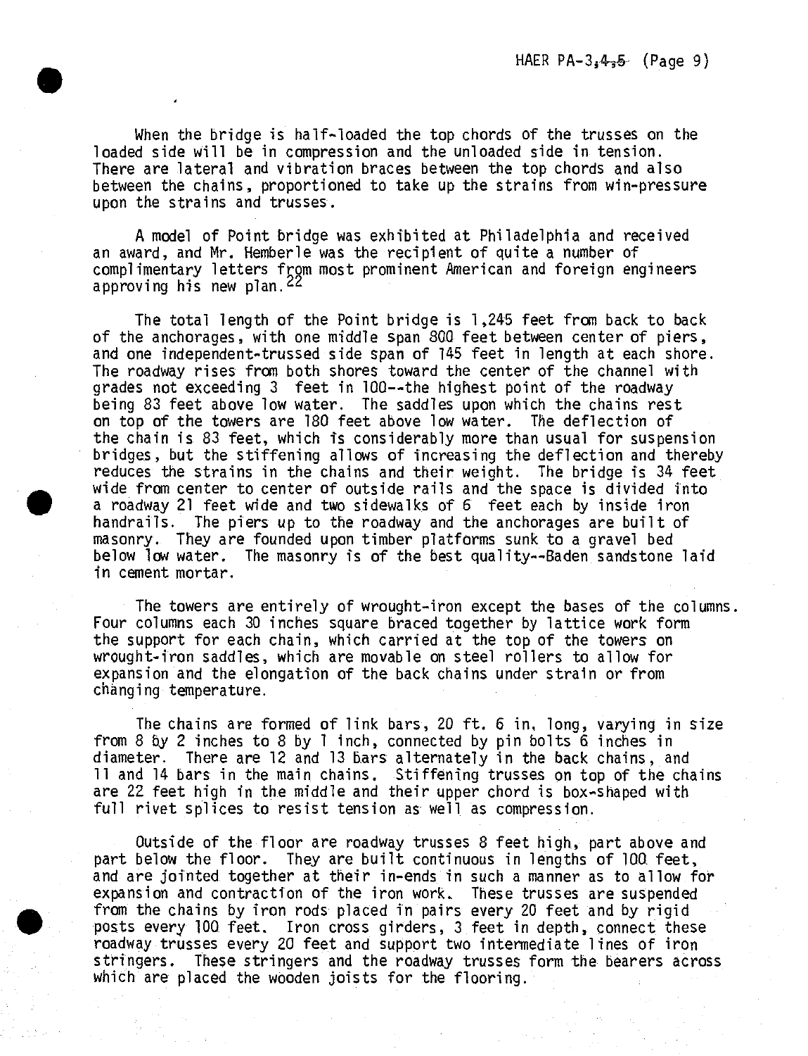When the bridge is half-loaded the top chords of the trusses on the loaded side will be in compression and the unloaded side in tension. There are lateral and vibration braces between the top chords and also between the chains, proportioned to take up the strains from win-pressure upon the strains and trusses.

A model of Point bridge was exhibited at Philadelphia and received an award, and Mr. Hemberle was the recipient of quite a number of complimentary letters from most prominent American and foreign engineers approving his new plan.[22]

The total length of the Point bridge is 1,245 feet from back to back of the anchorages, with one middle span 800 feet between center of piers, and one independent-trussed side span of 145 feet in length at each shore. The roadway rises from both shores toward the center of the channel with grades not exceeding 3 feet in 100--the highest point of the roadway being 83 feet above low water. The saddles upon which the chains rest on top of the towers are 180 feet above low water. The deflection of the chain is 83 feet, which is considerably more than usual for suspension bridges, but the stiffening allows of increasing the deflection and thereby reduces the strains in the chains and their weight. The bridge is 34 feet wide from center to center of outside rails and the space is divided into a roadway 21 feet wide and two sidewalks of 6 feet each by inside iron handrails. The piers up to the roadway and the anchorages are built of masonry. They are founded upon timber platforms sunk to a gravel bed below low water. The masonry is of the best quality--Baden sandstone laid in cement mortar.

The towers are entirely of wrought-iron except the bases of the columns. Four columns each 30 inches square braced together by lattice work form the support for each chain, which carried at the top of the towers on wrought-iron saddles, which are movable on steel rollers to allow for expansion and the elongation of the back chains under strain or from changing temperature.

The chains are formed of link bars, 20 ft. 6 in. long, varying in size from 8 by 2 inches to 8 by 1 inch, connected by pin bolts 6 inches in diameter. There are 12 and 13 bars alternately in the back chains, and 11 and 14 bars in the main chains. Stiffening trusses on top of the chains are 22 feet high in the middle and their upper chord is box-shaped with full rivet splices to resist tension as well as compression.

Outside of the floor are roadway trusses 8 feet high, part above and part below the floor. They are built continuous in lengths of 100 feet, and are jointed together at their in-ends in such a manner as to allow for expansion and contraction of the iron work. These trusses are suspended from the chains by iron rods placed in pairs every 20 feet and by rigid posts every 100 feet. Iron cross girders, 3 feet in depth, connect these roadway trusses every 20 feet and support two intermediate lines of iron stringers. These stringers and the roadway trusses form the bearers across which are placed the wooden joists for the flooring.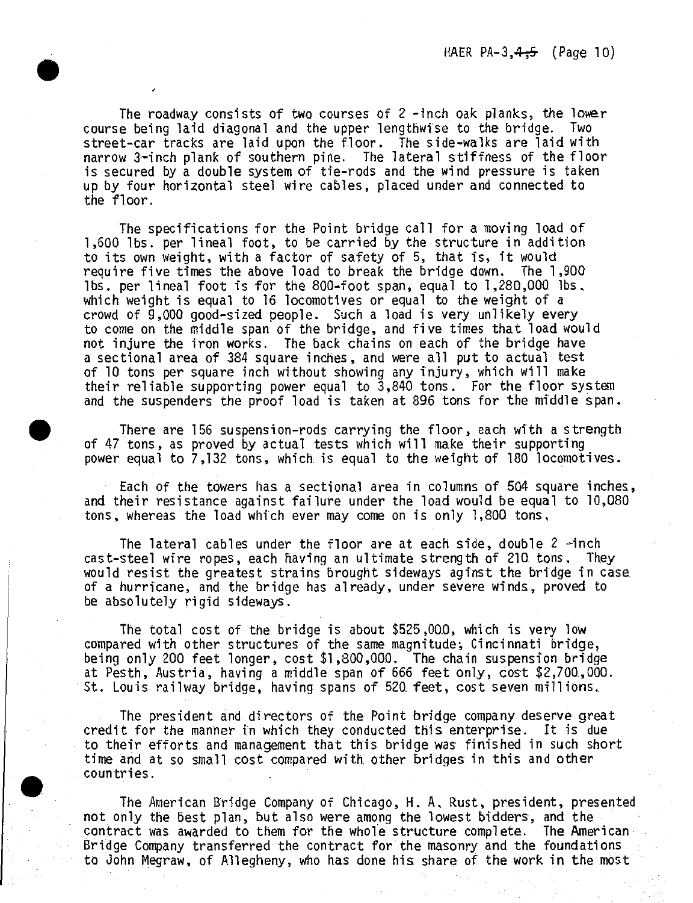The roadway consists of two courses of 2 -inch oak planks, the lower course being laid diagonal and the upper lengthwise to the bridge. Two street-car tracks are laid upon the floor. The side-walks are laid with narrow 3-inch plank of southern pine. The lateral stiffness of the floor is secured by a double system of tie-rods and the wind pressure is taken up by four horizontal steel wire cables, placed under and connected to the floor.

The specifications for the Point bridge call for a moving load of 1,600 lbs. per lineal foot, to be carried by the structure in addition to its own weight, with a factor of safety of 5, that is, it would require five times the above load to break the bridge down. The 1,900 lbs. per lineal foot is for the 800-foot span, equal to 1,280,000 lbs. which weight is equal to 16 locomotives or equal to the weight of a crowd of 9,000 good-sized people. Such a load is very unlikely every to come on the middle span of the bridge, and five times that load would not injure the iron works. The back chains on each of the bridge have a sectional area of 384 square inches, and were all put to actual test of 10 tons per square inch without showing any injury, which will make their reliable supporting power equal to 3,840 tons. For the floor system and the suspenders the proof load is taken at 896 tons for the middle span.

There are 156 suspension-rods carrying the floor, each with a strength of 47 tons, as proved by actual tests which will make their supporting power equal to 7,132 tons, which is equal to the weight of 180 locomotives.

Each of the towers has a sectional area in columns of 504 square inches, and their resistance against failure under the load would be equal to 10,080 tons, whereas the load which ever may come on is only 1,800 tons.

The lateral cables under the floor are at each side, double 2 -inch cast-steel wire ropes, each having an ultimate strength of 210 tons. They would resist the greatest strains brought sideways aginst the bridge in case of a hurricane, and the bridge has already, under severe winds, proved to be absolutely rigid sideways.

The total cost of the bridge is about $525,000, which is very low compared with other structures of the same magnitude; Cincinnati bridge, being only 200 feet longer, cost $1,800,000. The chain suspension bridge at Pesth, Austria, having a middle span of 666 feet only, cost $2,700,000. St. Louis railway bridge, having spans of 520 feet, cost seven millions.

The president and directors of the Point bridge company deserve great credit for the manner in which they conducted this enterprise. It is due to their efforts and management that this bridge was finished in such short time and at so small cost compared with other bridges in this and other countries.

The American Bridge Company of Chicago, H. A. Rust, president, presented not only the best plan, but also were among the lowest bidders, and the contract was awarded to them for the whole structure complete. The American Bridge Company transferred the contract for the masonry and the foundations to John Megraw, of Allegheny, who has done his share of the work in the most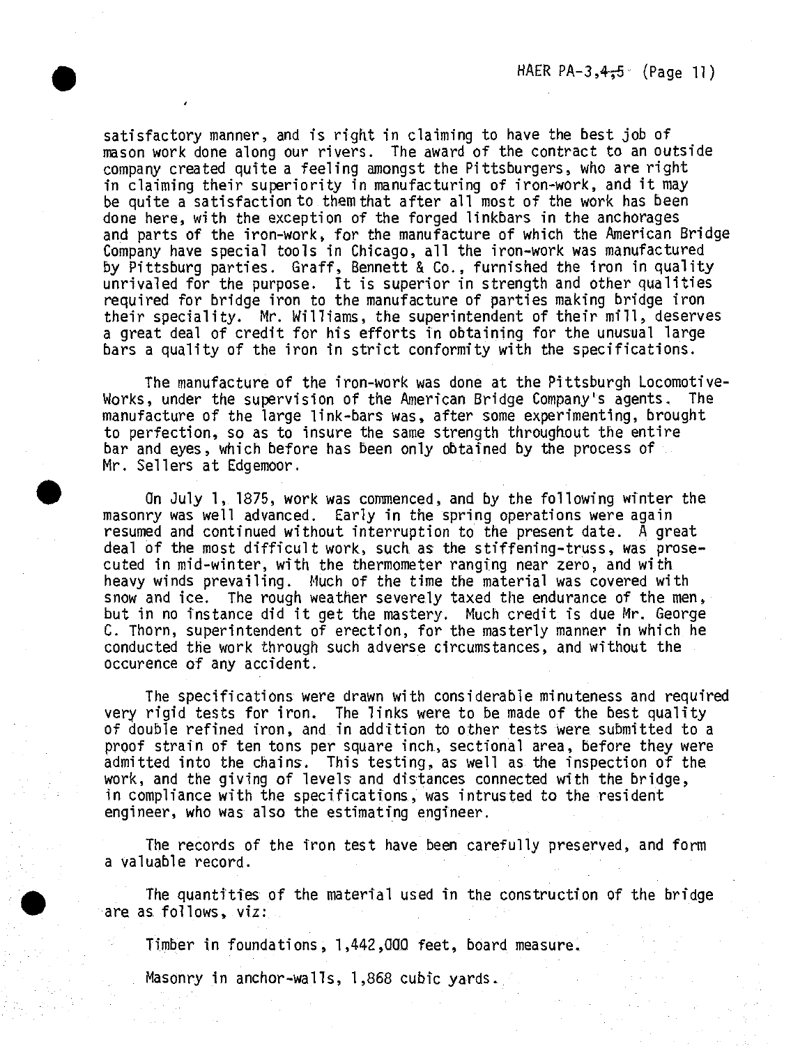satisfactory manner, and is right in claiming to have the best job of mason work done along our rivers. The award of the contract to an outside company created quite a feeling amongst the Pittsburgers, who are right in claiming their superiority in manufacturing of iron-work, and it may be quite a satisfaction to them that after all most of the work has been done here, with the exception of the forged linkbars in the anchorages and parts of the iron-work, for the manufacture of which the American Bridge Company have special tools in Chicago, all the iron-work was manufactured by Pittsburg parties. Graff, Bennett & Co., furnished the iron in quality unrivaled for the purpose. It is superior in strength and other qualities required for bridge iron to the manufacture of parties making bridge iron their speciality. Mr. Williams, the superintendent of their mill, deserves a great deal of credit for his efforts in obtaining for the unusual large bars a quality of the iron in strict conformity with the specifications.

The manufacture of the iron-work was done at the Pittsburgh Locomotive-Works, under the supervision of the American Bridge Company's agents. The manufacture of the large link-bars was, after some experimenting, brought to perfection, so as to insure the same strength throughout the entire bar and eyes, which before has been only obtained by the process of Mr. Sellers at Edgemoor.

On July 1, 1875, work was commenced, and by the following winter the masonry was well advanced. Early in the spring operations were again resumed and continued without interruption to the present date. A great deal of the most difficult work, such as the stiffening-truss, was prosecuted in mid-winter, with the thermometer ranging near zero, and with heavy winds prevailing. Much of the time the material was covered with snow and ice. The rough weather severely taxed the endurance of the men, but in no instance did it get the mastery. Much credit is due Mr. George C. Thorn, superintendent of erection, for the masterly manner in which he conducted the work through such adverse circumstances, and without the occurence of any accident.

The specifications were drawn with considerable minuteness and required very rigid tests for iron. The links were to be made of the best quality of double refined iron, and in addition to other tests were submitted to a proof strain of ten tons per square inch, sectional area, before they were admitted into the chains. This testing, as well as the inspection of the work, and the giving of levels and distances connected with the bridge, in compliance with the specifications, was intrusted to the resident engineer, who was also the estimating engineer.

The records of the iron test have been carefully preserved, and form a valuable record.

The quantities of the material used in the construction of the bridge are as follows, viz:

Timber in foundations, 1,442,000 feet, board measure.

Masonry in anchor-walls, 1,868 cubic yards.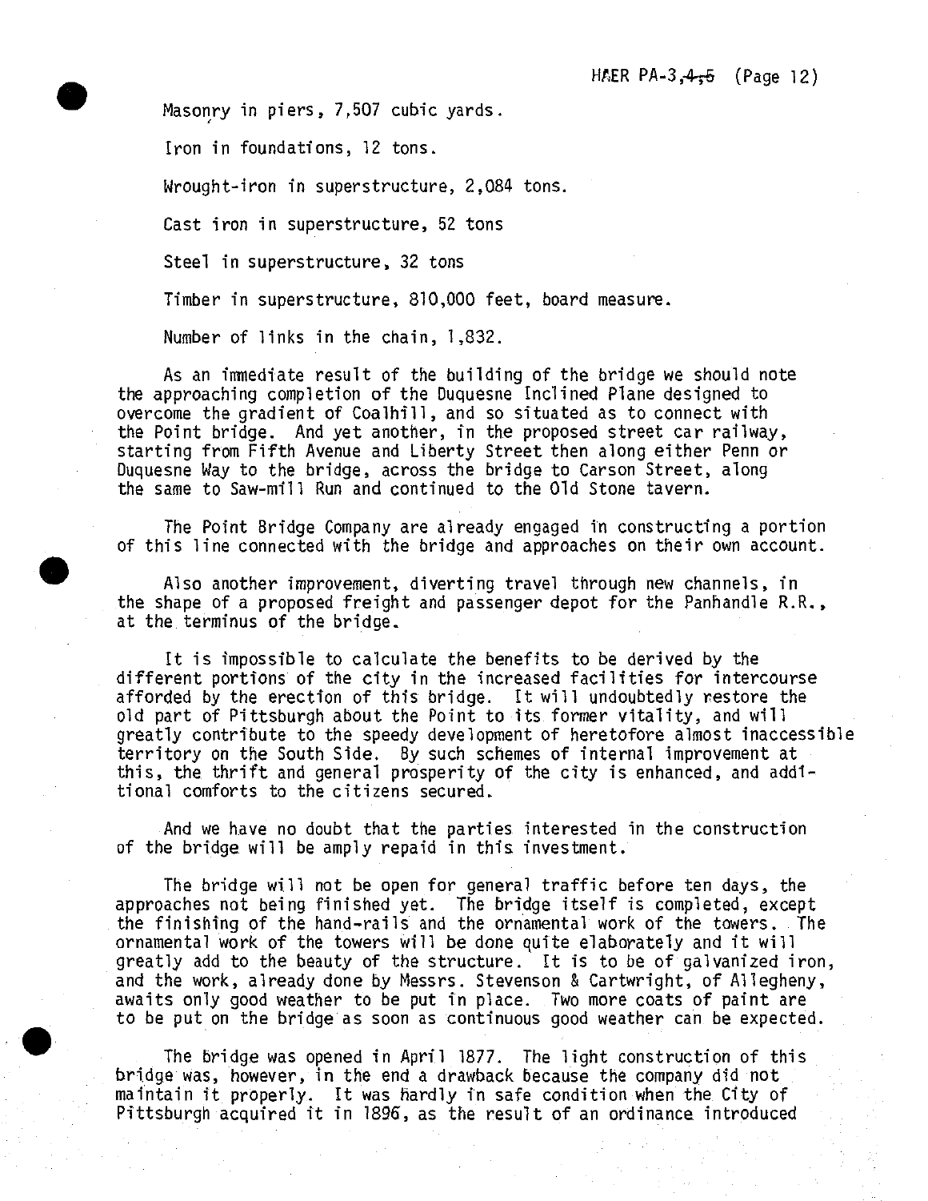Masonry in piers, 7,507 cubic yards.

Iron in foundations, 12 tons.

Wrought-iron in superstructure, 2,084 tons.

Cast iron in superstructure, 52 tons

Steel in superstructure, 32 tons

Timber in superstructure, 810,000 feet, board measure.

Number of links in the chain, 1,832.

As an immediate result of the building of the bridge we should note the approaching completion of the Duquesne Inclined Plane designed to overcome the gradient of Coalhill, and so situated as to connect with the Point bridge. And yet another, in the proposed street car railway, starting from Fifth Avenue and Liberty Street then along either Penn or Duquesne Way to the bridge, across the bridge to Carson Street, along the same to Saw-mill Run and continued to the Old Stone tavern.

The Point Bridge Company are already engaged in constructing a portion of this line connected with the bridge and approaches on their own account.

Also another improvement, diverting travel through new channels, in the shape of a proposed freight and passenger depot for the Panhandle R.R., at the terminus of the bridge.

It is impossible to calculate the benefits to be derived by the different portions of the city in the increased facilities for intercourse afforded by the erection of this bridge. It will undoubtedly restore the old part of Pittsburgh about the Point to its former vitality, and will greatly contribute to the speedy development of heretofore almost inaccessible territory on the South Side. By such schemes of internal improvement at this, the thrift and general prosperity of the city is enhanced, and additional comforts to the citizens secured.

And we have no doubt that the parties interested in the construction of the bridge will be amply repaid in this investment.

The bridge will not be open for general traffic before ten days, the approaches not being finished yet. The bridge itself is completed, except the finishing of the hand-rails and the ornamental work of the towers. The ornamental work of the towers will be done quite elaborately and it will greatly add to the beauty of the structure. It is to be of galvanized iron, and the work, already done by Messrs. Stevenson & Cartwright, of Allegheny, awaits only good weather to be put in place. Two more coats of paint are to be put on the bridge as soon as continuous good weather can be expected.

The bridge was opened in April 1877. The light construction of this bridge was, however, in the end a drawback because the company did not maintain it properly. It was hardly in safe condition when the City of Pittsburgh acquired it in 1896, as the result of an ordinance introduced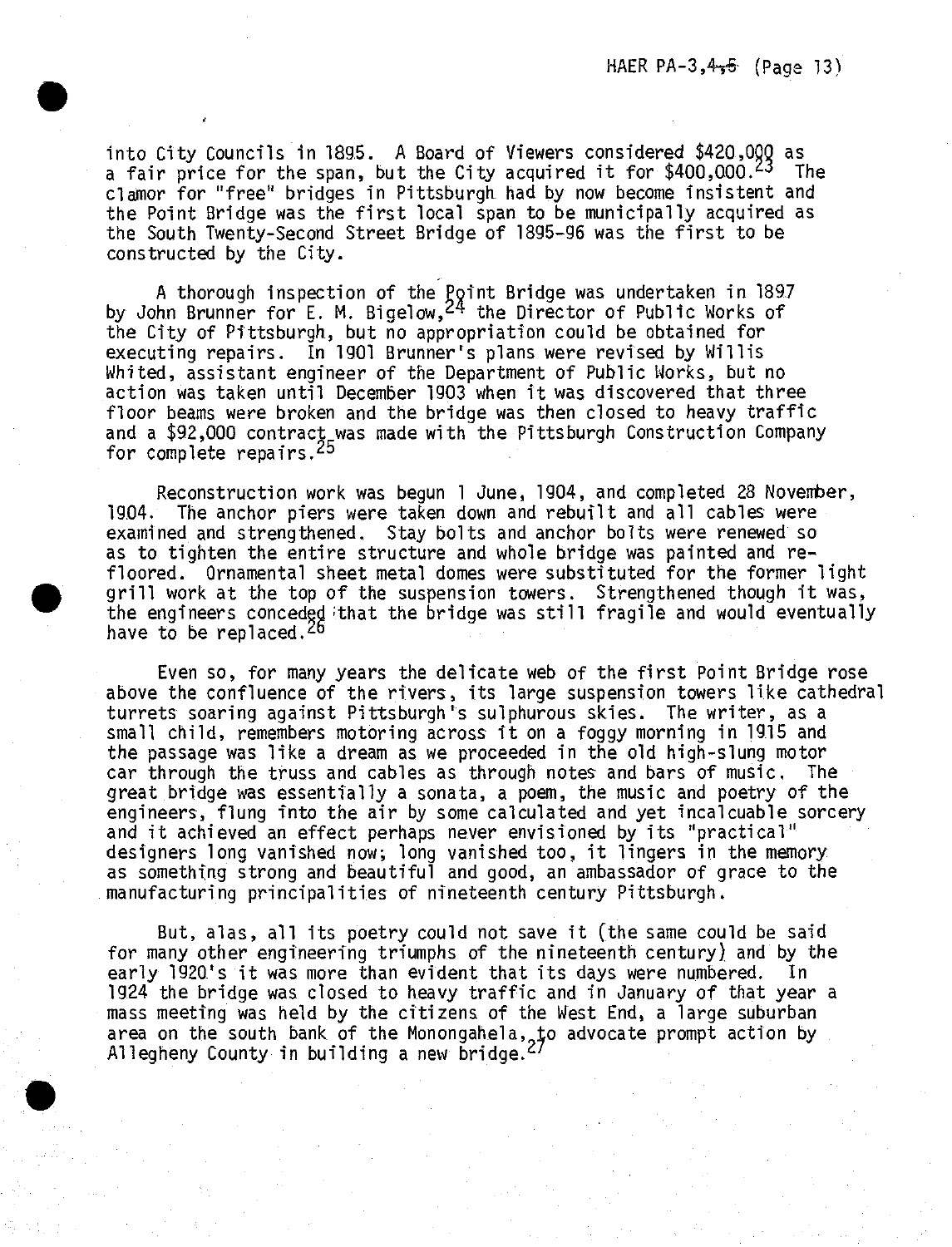into City Councils in 1895. A Board of Viewers considered $420,000 as a fair price for the span, but the City acquired it for $400,000.[23] The clamor for "free" bridges in Pittsburgh had by now become insistent and the Point Bridge was the first local span to be municipally acquired as the South Twenty-Second Street Bridge of 1895-96 was the first to be constructed by the City.

A thorough inspection of the Point Bridge was undertaken in 1897 by John Brunner for E. M. Bigelow,[24] the Director of Public Works of the City of Pittsburgh, but no appropriation could be obtained for executing repairs. In 1901 Brunner's plans were revised by Willis Whited, assistant engineer of the Department of Public Works, but no action was taken until December 1903 when it was discovered that three floor beams were broken and the bridge was then closed to heavy traffic and a $92,000 contract was made with the Pittsburgh Construction Company for complete repairs.[25]

Reconstruction work was begun 1 June, 1904, and completed 28 November, 1904. The anchor piers were taken down and rebuilt and all cables were examined and strengthened. Stay bolts and anchor bolts were renewed so as to tighten the entire structure and whole bridge was painted and re-floored. Ornamental sheet metal domes were substituted for the former light grill work at the top of the suspension towers. Strengthened though it was, the engineers conceded that the bridge was still fragile and would eventually have to be replaced.[26]

Even so, for many years the delicate web of the first Point Bridge rose above the confluence of the rivers, its large suspension towers like cathedral turrets soaring against Pittsburgh's sulphurous skies. The writer, as a small child, remembers motoring across it on a foggy morning in 1915 and the passage was like a dream as we proceeded in the old high-slung motor car through the truss and cables as through notes and bars of music. The great bridge was essentially a sonata, a poem, the music and poetry of the engineers, flung into the air by some calculated and yet incalcuable sorcery and it achieved an effect perhaps never envisioned by its "practical" designers long vanished now; long vanished too, it lingers in the memory as something strong and beautiful and good, an ambassador of grace to the manufacturing principalities of nineteenth century Pittsburgh.

But, alas, all its poetry could not save it (the same could be said for many other engineering triumphs of the nineteenth century) and by the early 1920's it was more than evident that its days were numbered. In 1924 the bridge was closed to heavy traffic and in January of that year a mass meeting was held by the citizens of the West End, a large suburban area on the south bank of the Monongahela, to advocate prompt action by Allegheny County in building a new bridge.[27]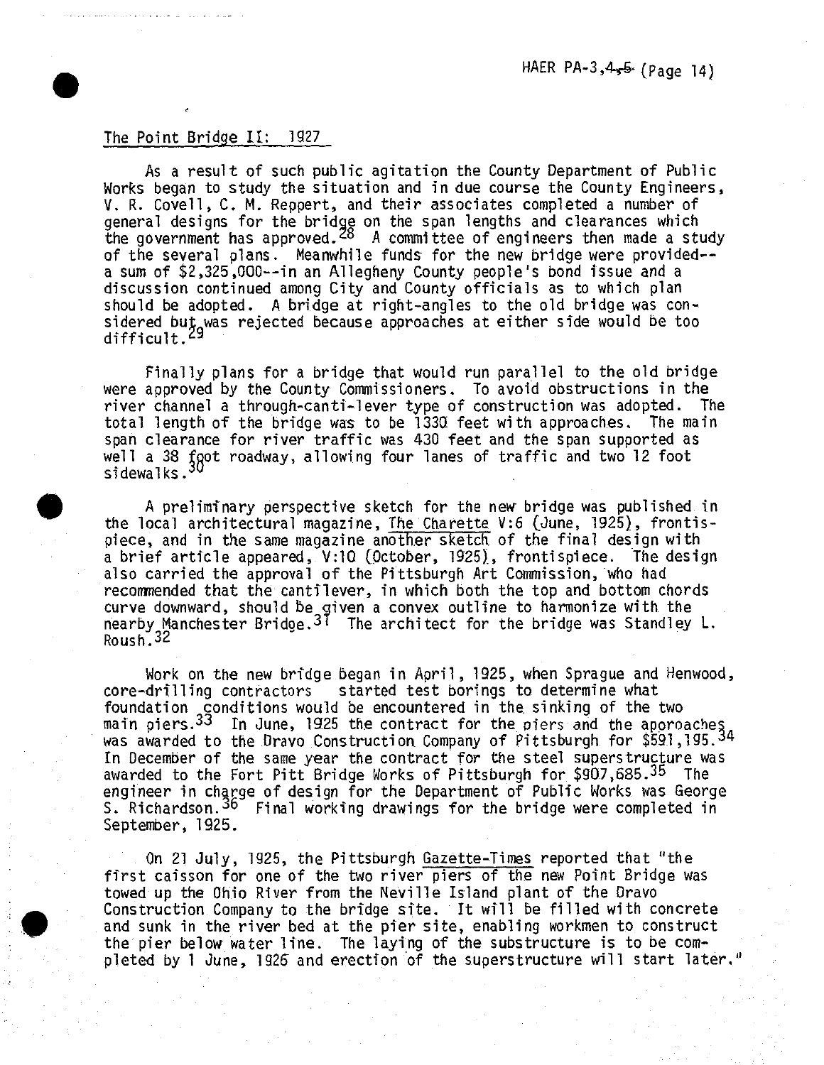## The Point Bridge II: 1927

As a result of such public agitation the County Department of Public Works began to study the situation and in due course the County Engineers, V. R. Covell, C. M. Reppert, and their associates completed a number of general designs for the bridge on the span lengths and clearances which the government has approved.[28] A committee of engineers then made a study of the several plans. Meanwhile funds for the new bridge were provided--a sum of $2,325,000--in an Allegheny County people's bond issue and a discussion continued among City and County officials as to which plan should be adopted. A bridge at right-angles to the old bridge was considered but was rejected because approaches at either side would be too difficult.[29]

Finally plans for a bridge that would run parallel to the old bridge were approved by the County Commissioners. To avoid obstructions in the river channel a through-canti-lever type of construction was adopted. The total length of the bridge was to be 1330 feet with approaches. The main span clearance for river traffic was 430 feet and the span supported as well a 38 foot roadway, allowing four lanes of traffic and two 12 foot sidewalks.[30]

A preliminary perspective sketch for the new bridge was published in the local architectural magazine, The Charette V:6 (June, 1925), frontispiece, and in the same magazine another sketch of the final design with a brief article appeared, V:10 (October, 1925), frontispiece. The design also carried the approval of the Pittsburgh Art Commission, who had recommended that the cantilever, in which both the top and bottom chords curve downward, should be given a convex outline to harmonize with the nearby Manchester Bridge.[31] The architect for the bridge was Standley L. Roush.[32]

Work on the new bridge began in April, 1925, when Sprague and Henwood, core-drilling contractors started test borings to determine what foundation conditions would be encountered in the sinking of the two main piers.[33] In June, 1925 the contract for the piers and the approaches was awarded to the Dravo Construction Company of Pittsburgh for $591,195.[34] In December of the same year the contract for the steel superstructure was awarded to the Fort Pitt Bridge Works of Pittsburgh for $907,685.[35] The engineer in charge of design for the Department of Public Works was George S. Richardson.[36] Final working drawings for the bridge were completed in September, 1925.

On 21 July, 1925, the Pittsburgh Gazette-Times reported that "the first caisson for one of the two river piers of the new Point Bridge was towed up the Ohio River from the Neville Island plant of the Dravo Construction Company to the bridge site. It will be filled with concrete and sunk in the river bed at the pier site, enabling workmen to construct the pier below water line. The laying of the substructure is to be completed by 1 June, 1926 and erection of the superstructure will start later."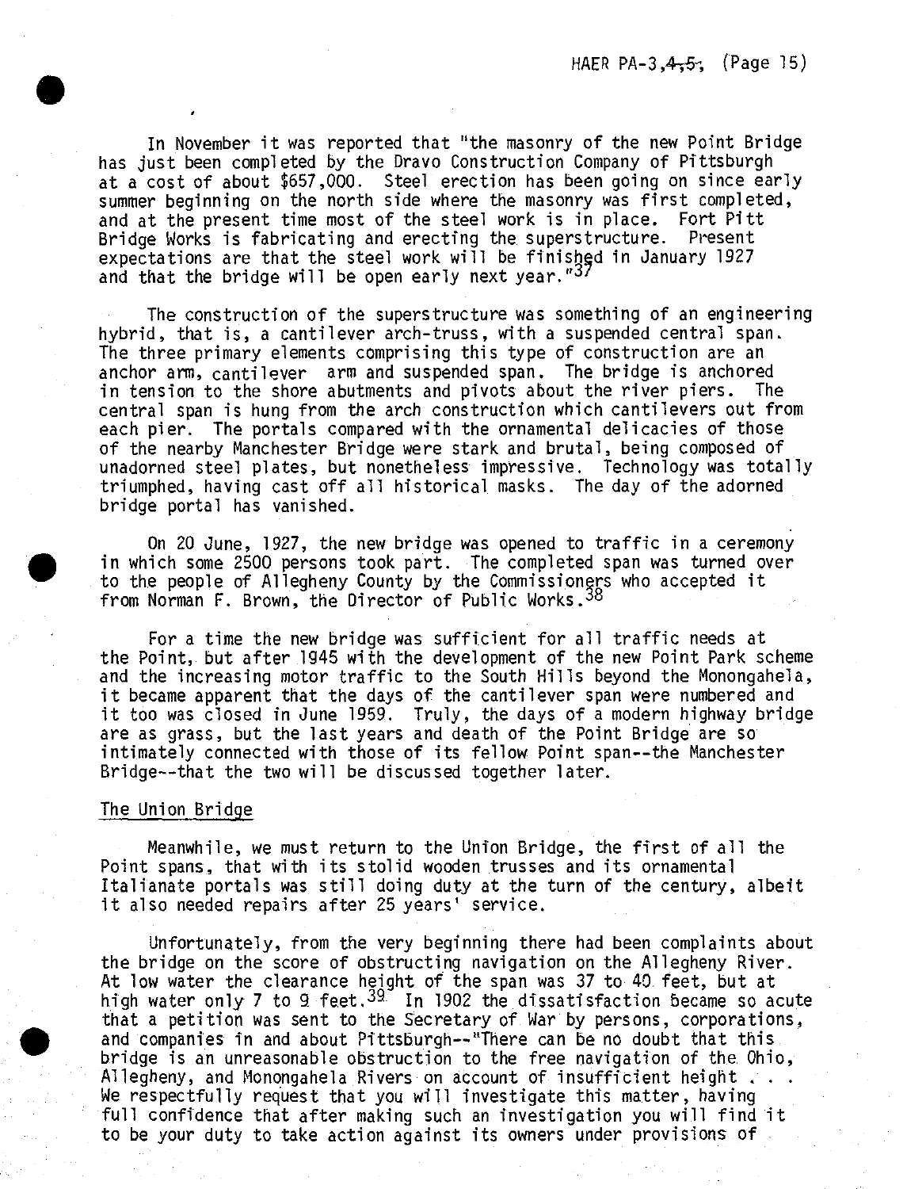In November it was reported that "the masonry of the new Point Bridge has just been completed by the Dravo Construction Company of Pittsburgh at a cost of about $657,000. Steel erection has been going on since early summer beginning on the north side where the masonry was first completed, and at the present time most of the steel work is in place. Fort Pitt Bridge Works is fabricating and erecting the superstructure. Present expectations are that the steel work will be finished in January 1927 and that the bridge will be open early next year."[37]

The construction of the superstructure was something of an engineering hybrid, that is, a cantilever arch-truss, with a suspended central span. The three primary elements comprising this type of construction are an anchor arm, cantilever arm and suspended span. The bridge is anchored in tension to the shore abutments and pivots about the river piers. The central span is hung from the arch construction which cantilevers out from each pier. The portals compared with the ornamental delicacies of those of the nearby Manchester Bridge were stark and brutal, being composed of unadorned steel plates, but nonetheless impressive. Technology was totally triumphed, having cast off all historical masks. The day of the adorned bridge portal has vanished.

On 20 June, 1927, the new bridge was opened to traffic in a ceremony in which some 2500 persons took part. The completed span was turned over to the people of Allegheny County by the Commissioners who accepted it from Norman F. Brown, the Director of Public Works.[38]

For a time the new bridge was sufficient for all traffic needs at the Point, but after 1945 with the development of the new Point Park scheme and the increasing motor traffic to the South Hills beyond the Monongahela, it became apparent that the days of the cantilever span were numbered and it too was closed in June 1959. Truly, the days of a modern highway bridge are as grass, but the last years and death of the Point Bridge are so intimately connected with those of its fellow Point span--the Manchester Bridge--that the two will be discussed together later.

## The Union Bridge

Meanwhile, we must return to the Union Bridge, the first of all the Point spans, that with its stolid wooden trusses and its ornamental Italianate portals was still doing duty at the turn of the century, albeit it also needed repairs after 25 years' service.

Unfortunately, from the very beginning there had been complaints about the bridge on the score of obstructing navigation on the Allegheny River. At low water the clearance height of the span was 37 to 40 feet, but at high water only 7 to 9 feet.[39] In 1902 the dissatisfaction became so acute that a petition was sent to the Secretary of War by persons, corporations, and companies in and about Pittsburgh--"There can be no doubt that this bridge is an unreasonable obstruction to the free navigation of the Ohio, Allegheny, and Monongahela Rivers on account of insufficient height . . . We respectfully request that you will investigate this matter, having full confidence that after making such an investigation you will find it to be your duty to take action against its owners under provisions of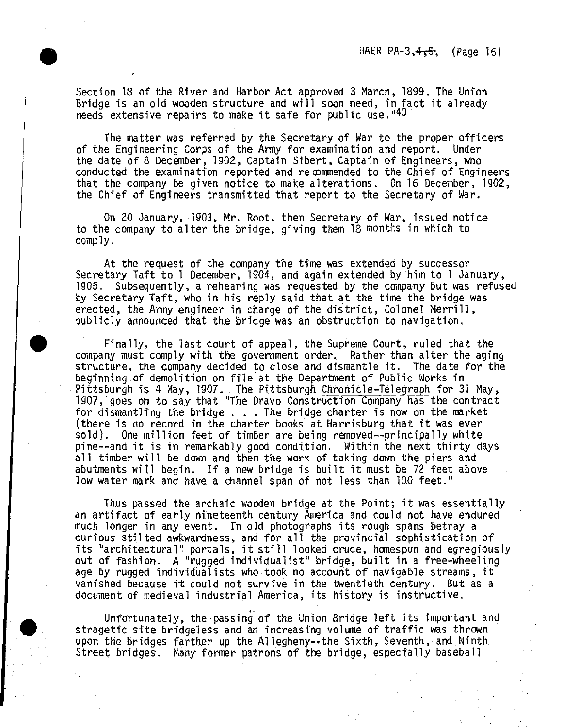Section 18 of the River and Harbor Act approved 3 March, 1899. The Union Bridge is an old wooden structure and will soon need, in fact it already needs extensive repairs to make it safe for public use."[40]

The matter was referred by the Secretary of War to the proper officers of the Engineering Corps of the Army for examination and report. Under the date of 8 December, 1902, Captain Sibert, Captain of Engineers, who conducted the examination reported and recommended to the Chief of Engineers that the company be given notice to make alterations. On 16 December, 1902, the Chief of Engineers transmitted that report to the Secretary of War.

On 20 January, 1903, Mr. Root, then Secretary of War, issued notice to the company to alter the bridge, giving them 18 months in which to comply.

At the request of the company the time was extended by successor Secretary Taft to 1 December, 1904, and again extended by him to 1 January, 1905. Subsequently, a rehearing was requested by the company but was refused by Secretary Taft, who in his reply said that at the time the bridge was erected, the Army engineer in charge of the district, Colonel Merrill, publicly announced that the bridge was an obstruction to navigation.

Finally, the last court of appeal, the Supreme Court, ruled that the company must comply with the government order. Rather than alter the aging structure, the company decided to close and dismantle it. The date for the beginning of demolition on file at the Department of Public Works in Pittsburgh is 4 May, 1907. The Pittsburgh Chronicle-Telegraph for 31 May, 1907, goes on to say that "The Dravo Construction Company has the contract for dismantling the bridge . . . The bridge charter is now on the market (there is no record in the charter books at Harrisburg that it was ever sold). One million feet of timber are being removed--principally white pine--and it is in remarkably good condition. Within the next thirty days all timber will be down and then the work of taking down the piers and abutments will begin. If a new bridge is built it must be 72 feet above low water mark and have a channel span of not less than 100 feet."

Thus passed the archaic wooden bridge at the Point; it was essentially an artifact of early nineteenth century America and could not have endured much longer in any event. In old photographs its rough spans betray a curious stilted awkwardness, and for all the provincial sophistication of its "architectural" portals, it still looked crude, homespun and egregiously out of fashion. A "rugged individualist" bridge, built in a free-wheeling age by rugged individualists who took no account of navigable streams, it vanished because it could not survive in the twentieth century. But as a document of medieval industrial America, its history is instructive.

Unfortunately, the passing of the Union Bridge left its important and stragetic site bridgeless and an increasing volume of traffic was thrown upon the bridges farther up the Allegheny--the Sixth, Seventh, and Ninth Street bridges. Many former patrons of the bridge, especially baseball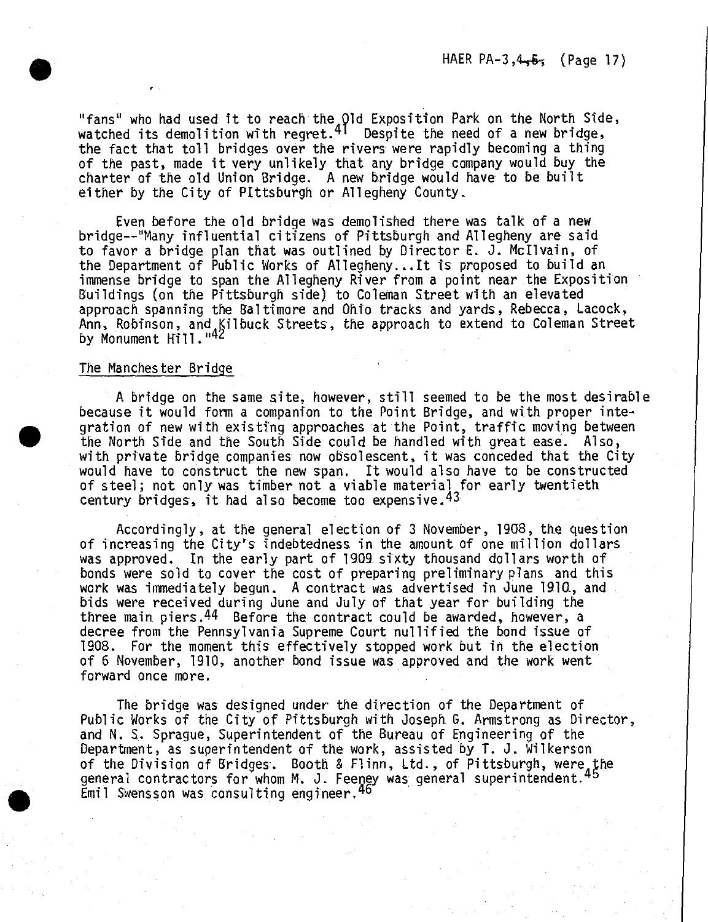"fans" who had used it to reach the Old Exposition Park on the North Side, watched its demolition with regret.[41] Despite the need of a new bridge, the fact that toll bridges over the rivers were rapidly becoming a thing of the past, made it very unlikely that any bridge company would buy the charter of the old Union Bridge. A new bridge would have to be built either by the City of Pittsburgh or Allegheny County.

Even before the old bridge was demolished there was talk of a new bridge--"Many influential citizens of Pittsburgh and Allegheny are said to favor a bridge plan that was outlined by Director E. J. McIlvain, of the Department of Public Works of Allegheny...It is proposed to build an immense bridge to span the Allegheny River from a point near the Exposition Buildings (on the Pittsburgh side) to Coleman Street with an elevated approach spanning the Baltimore and Ohio tracks and yards, Rebecca, Lacock, Ann, Robinson, and Kilbuck Streets, the approach to extend to Coleman Street by Monument Hill."[42]

## The Manchester Bridge

A bridge on the same site, however, still seemed to be the most desirable because it would form a companion to the Point Bridge, and with proper integration of new with existing approaches at the Point, traffic moving between the North Side and the South Side could be handled with great ease. Also, with private bridge companies now obsolescent, it was conceded that the City would have to construct the new span. It would also have to be constructed of steel; not only was timber not a viable material for early twentieth century bridges, it had also become too expensive.[43]

Accordingly, at the general election of 3 November, 1908, the question of increasing the City's indebtedness in the amount of one million dollars was approved. In the early part of 1909 sixty thousand dollars worth of bonds were sold to cover the cost of preparing preliminary plans and this work was immediately begun. A contract was advertised in June 1910, and bids were received during June and July of that year for building the three main piers.[44] Before the contract could be awarded, however, a decree from the Pennsylvania Supreme Court nullified the bond issue of 1908. For the moment this effectively stopped work but in the election of 6 November, 1910, another bond issue was approved and the work went forward once more.

The bridge was designed under the direction of the Department of Public Works of the City of Pittsburgh with Joseph G. Armstrong as Director, and N. S. Sprague, Superintendent of the Bureau of Engineering of the Department, as superintendent of the work, assisted by T. J. Wilkerson of the Division of Bridges. Booth & Flinn, Ltd., of Pittsburgh, were the general contractors for whom M. J. Feeney was general superintendent.[45] Emil Swensson was consulting engineer.[46]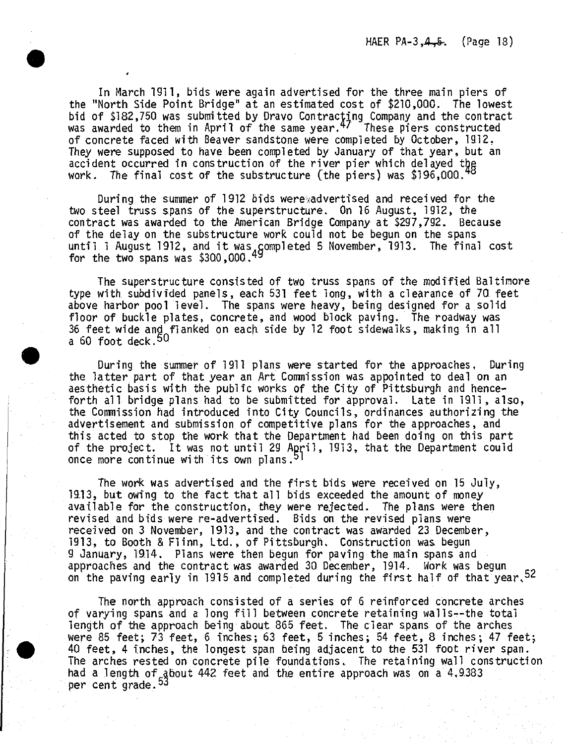In March 1911, bids were again advertised for the three main piers of the "North Side Point Bridge" at an estimated cost of $210,000. The lowest bid of $182,750 was submitted by Dravo Contracting Company and the contract was awarded to them in April of the same year.[47] These piers constructed of concrete faced with Beaver sandstone were completed by October, 1912. They were supposed to have been completed by January of that year, but an accident occurred in construction of the river pier which delayed the work. The final cost of the substructure (the piers) was $196,000.[48]

During the summer of 1912 bids were advertised and received for the two steel truss spans of the superstructure. On 16 August, 1912, the contract was awarded to the American Bridge Company at $297,792. Because of the delay on the substructure work could not be begun on the spans until 1 August 1912, and it was completed 5 November, 1913. The final cost for the two spans was $300,000.[49]

The superstructure consisted of two truss spans of the modified Baltimore type with subdivided panels, each 531 feet long, with a clearance of 70 feet above harbor pool level. The spans were heavy, being designed for a solid floor of buckle plates, concrete, and wood block paving. The roadway was 36 feet wide and flanked on each side by 12 foot sidewalks, making in all a 60 foot deck.[50]

During the summer of 1911 plans were started for the approaches. During the latter part of that year an Art Commission was appointed to deal on an aesthetic basis with the public works of the City of Pittsburgh and henceforth all bridge plans had to be submitted for approval. Late in 1911, also, the Commission had introduced into City Councils, ordinances authorizing the advertisement and submission of competitive plans for the approaches, and this acted to stop the work that the Department had been doing on this part of the project. It was not until 29 April, 1913, that the Department could once more continue with its own plans.[51]

The work was advertised and the first bids were received on 15 July, 1913, but owing to the fact that all bids exceeded the amount of money available for the construction, they were rejected. The plans were then revised and bids were re-advertised. Bids on the revised plans were received on 3 November, 1913, and the contract was awarded 23 December, 1913, to Booth & Flinn, Ltd., of Pittsburgh. Construction was begun 9 January, 1914. Plans were then begun for paving the main spans and approaches and the contract was awarded 30 December, 1914. Work was begun on the paving early in 1915 and completed during the first half of that year.[52]

The north approach consisted of a series of 6 reinforced concrete arches of varying spans and a long fill between concrete retaining walls--the total length of the approach being about 865 feet. The clear spans of the arches were 85 feet; 73 feet, 6 inches; 63 feet, 5 inches; 54 feet, 8 inches; 47 feet; 40 feet, 4 inches, the longest span being adjacent to the 531 foot river span. The arches rested on concrete pile foundations. The retaining wall construction had a length of about 442 feet and the entire approach was on a 4.9383 per cent grade.[53]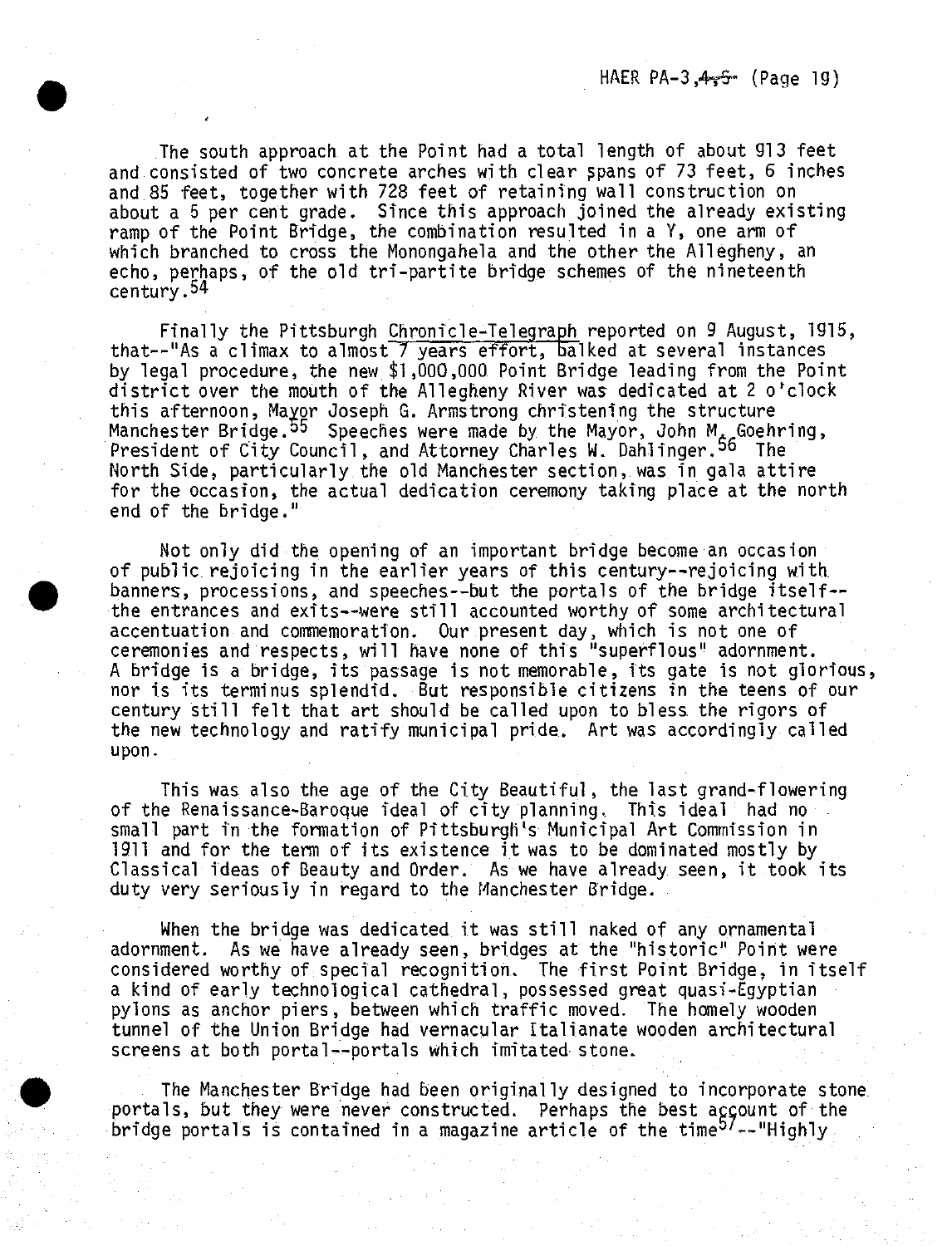The south approach at the Point had a total length of about 913 feet and consisted of two concrete arches with clear spans of 73 feet, 6 inches and 85 feet, together with 728 feet of retaining wall construction on about a 5 per cent grade. Since this approach joined the already existing ramp of the Point Bridge, the combination resulted in a Y, one arm of which branched to cross the Monongahela and the other the Allegheny, an echo, perhaps, of the old tri-partite bridge schemes of the nineteenth century.[54]

Finally the Pittsburgh Chronicle-Telegraph reported on 9 August, 1915, that--"As a climax to almost 7 years effort, balked at several instances by legal procedure, the new $1,000,000 Point Bridge leading from the Point district over the mouth of the Allegheny River was dedicated at 2 o'clock this afternoon, Mayor Joseph G. Armstrong christening the structure Manchester Bridge.[55] Speeches were made by the Mayor, John M. Goehring, President of City Council, and Attorney Charles W. Dahlinger.[56] The North Side, particularly the old Manchester section, was in gala attire for the occasion, the actual dedication ceremony taking place at the north end of the bridge."

Not only did the opening of an important bridge become an occasion of public rejoicing in the earlier years of this century--rejoicing with banners, processions, and speeches--but the portals of the bridge itself--the entrances and exits--were still accounted worthy of some architectural accentuation and commemoration. Our present day, which is not one of ceremonies and respects, will have none of this "superflous" adornment. A bridge is a bridge, its passage is not memorable, its gate is not glorious, nor is its terminus splendid. But responsible citizens in the teens of our century still felt that art should be called upon to bless the rigors of the new technology and ratify municipal pride. Art was accordingly called upon.

This was also the age of the City Beautiful, the last grand-flowering of the Renaissance-Baroque ideal of city planning. This ideal had no small part in the formation of Pittsburgh's Municipal Art Commission in 1911 and for the term of its existence it was to be dominated mostly by Classical ideas of Beauty and Order. As we have already seen, it took its duty very seriously in regard to the Manchester Bridge.

When the bridge was dedicated it was still naked of any ornamental adornment. As we have already seen, bridges at the "historic" Point were considered worthy of special recognition. The first Point Bridge, in itself a kind of early technological cathedral, possessed great quasi-Egyptian pylons as anchor piers, between which traffic moved. The homely wooden tunnel of the Union Bridge had vernacular Italianate wooden architectural screens at both portal--portals which imitated stone.

The Manchester Bridge had been originally designed to incorporate stone portals, but they were never constructed. Perhaps the best account of the bridge portals is contained in a magazine article of the time[57]--"Highly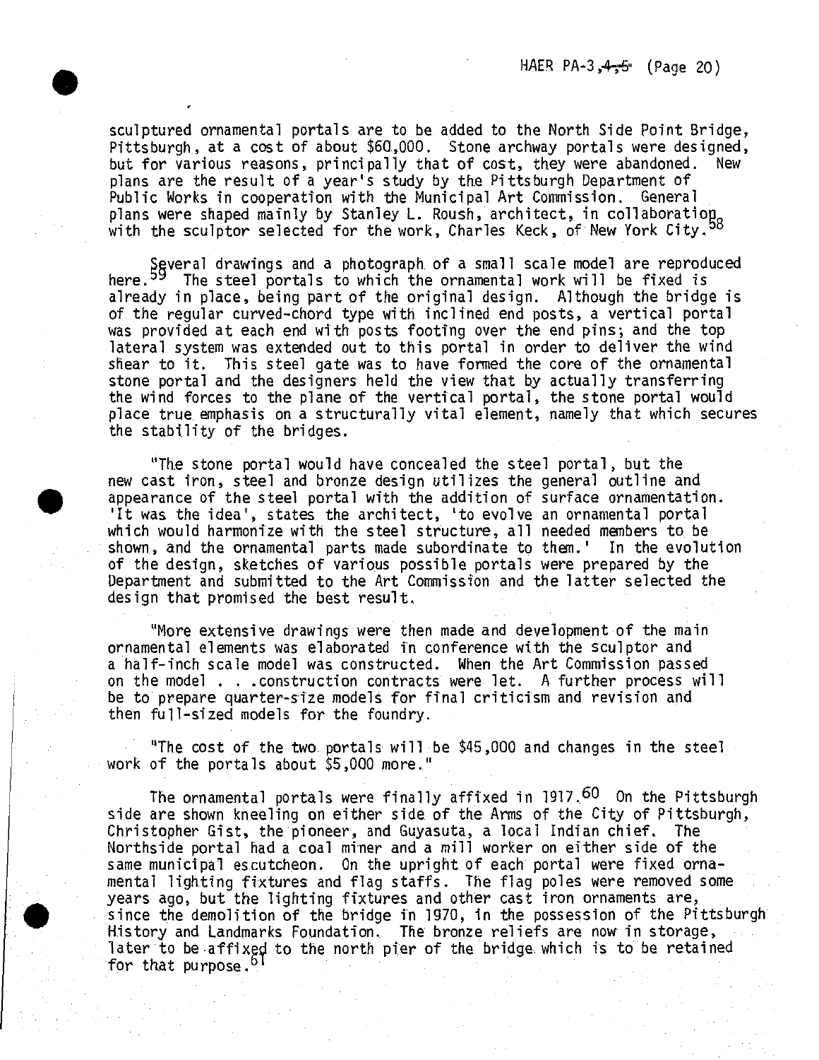sculptured ornamental portals are to be added to the North Side Point Bridge, Pittsburgh, at a cost of about $60,000. Stone archway portals were designed, but for various reasons, principally that of cost, they were abandoned. New plans are the result of a year's study by the Pittsburgh Department of Public Works in cooperation with the Municipal Art Commission. General plans were shaped mainly by Stanley L. Roush, architect, in collaboration with the sculptor selected for the work, Charles Keck, of New York City.[58]

Several drawings and a photograph of a small scale model are reproduced here.[59] The steel portals to which the ornamental work will be fixed is already in place, being part of the original design. Although the bridge is of the regular curved-chord type with inclined end posts, a vertical portal was provided at each end with posts footing over the end pins; and the top lateral system was extended out to this portal in order to deliver the wind shear to it. This steel gate was to have formed the core of the ornamental stone portal and the designers held the view that by actually transferring the wind forces to the plane of the vertical portal, the stone portal would place true emphasis on a structurally vital element, namely that which secures the stability of the bridges.

"The stone portal would have concealed the steel portal, but the new cast iron, steel and bronze design utilizes the general outline and appearance of the steel portal with the addition of surface ornamentation. 'It was the idea', states the architect, 'to evolve an ornamental portal which would harmonize with the steel structure, all needed members to be shown, and the ornamental parts made subordinate to them.' In the evolution of the design, sketches of various possible portals were prepared by the Department and submitted to the Art Commission and the latter selected the design that promised the best result.

"More extensive drawings were then made and development of the main ornamental elements was elaborated in conference with the sculptor and a half-inch scale model was constructed. When the Art Commission passed on the model . . .construction contracts were let. A further process will be to prepare quarter-size models for final criticism and revision and then full-sized models for the foundry.

"The cost of the two portals will be $45,000 and changes in the steel work of the portals about $5,000 more."

The ornamental portals were finally affixed in 1917.[60] On the Pittsburgh side are shown kneeling on either side of the Arms of the City of Pittsburgh, Christopher Gist, the pioneer, and Guyasuta, a local Indian chief. The Northside portal had a coal miner and a mill worker on either side of the same municipal escutcheon. On the upright of each portal were fixed ornamental lighting fixtures and flag staffs. The flag poles were removed some years ago, but the lighting fixtures and other cast iron ornaments are, since the demolition of the bridge in 1970, in the possession of the Pittsburgh History and Landmarks Foundation. The bronze reliefs are now in storage, later to be affixed to the north pier of the bridge which is to be retained for that purpose.[61]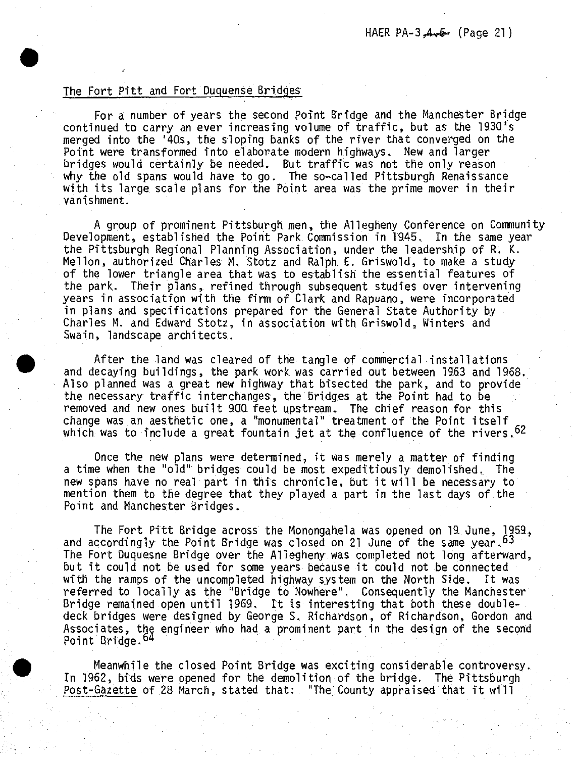## The Fort Pitt and Fort Duquense Bridges

For a number of years the second Point Bridge and the Manchester Bridge continued to carry an ever increasing volume of traffic, but as the 1930's merged into the '40s, the sloping banks of the river that converged on the Point were transformed into elaborate modern highways. New and larger bridges would certainly be needed. But traffic was not the only reason why the old spans would have to go. The so-called Pittsburgh Renaissance with its large scale plans for the Point area was the prime mover in their vanishment.

A group of prominent Pittsburgh men, the Allegheny Conference on Community Development, established the Point Park Commission in 1945. In the same year the Pittsburgh Regional Planning Association, under the leadership of R. K. Mellon, authorized Charles M. Stotz and Ralph E. Griswold, to make a study of the lower triangle area that was to establish the essential features of the park. Their plans, refined through subsequent studies over intervening years in association with the firm of Clark and Rapuano, were incorporated in plans and specifications prepared for the General State Authority by Charles M. and Edward Stotz, in association with Griswold, Winters and Swain, landscape architects.

After the land was cleared of the tangle of commercial installations and decaying buildings, the park work was carried out between 1963 and 1968. Also planned was a great new highway that bisected the park, and to provide the necessary traffic interchanges, the bridges at the Point had to be removed and new ones built 900 feet upstream. The chief reason for this change was an aesthetic one, a "monumental" treatment of the Point itself which was to include a great fountain jet at the confluence of the rivers.[62]

Once the new plans were determined, it was merely a matter of finding a time when the "old" bridges could be most expeditiously demolished. The new spans have no real part in this chronicle, but it will be necessary to mention them to the degree that they played a part in the last days of the Point and Manchester Bridges.

The Fort Pitt Bridge across the Monongahela was opened on 19 June, 1959, and accordingly the Point Bridge was closed on 21 June of the same year.[63] The Fort Duquesne Bridge over the Allegheny was completed not long afterward, but it could not be used for some years because it could not be connected with the ramps of the uncompleted highway system on the North Side. It was referred to locally as the "Bridge to Nowhere". Consequently the Manchester Bridge remained open until 1969. It is interesting that both these double-deck bridges were designed by George S. Richardson, of Richardson, Gordon and Associates, the engineer who had a prominent part in the design of the second Point Bridge.[64]

Meanwhile the closed Point Bridge was exciting considerable controversy. In 1962, bids were opened for the demolition of the bridge. The Pittsburgh Post-Gazette of 28 March, stated that: "The County appraised that it will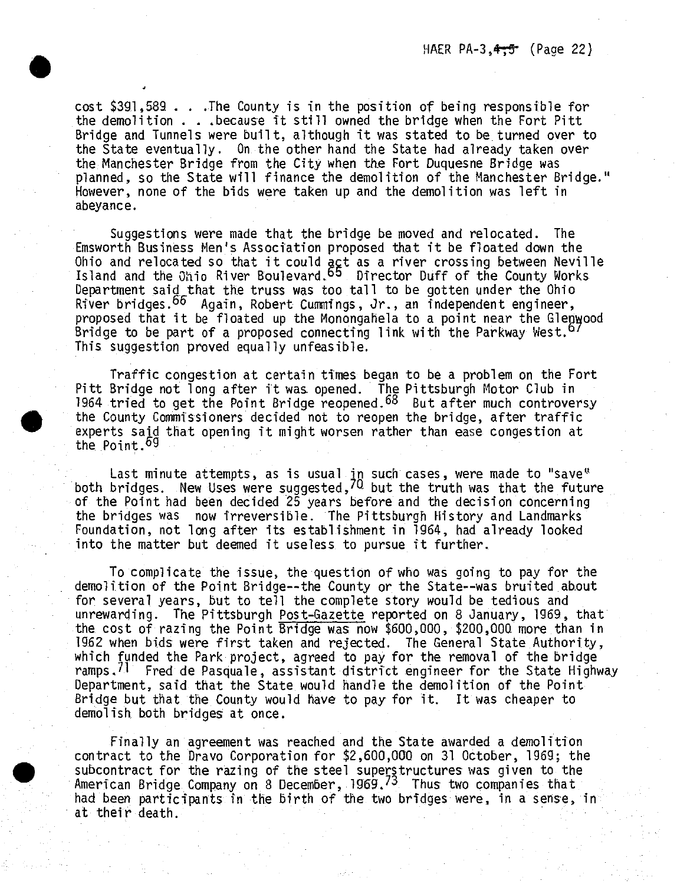cost $391,589 . . .The County is in the position of being responsible for the demolition . . .because it still owned the bridge when the Fort Pitt Bridge and Tunnels were built, although it was stated to be turned over to the State eventually. On the other hand the State had already taken over the Manchester Bridge from the City when the Fort Duquesne Bridge was planned, so the State will finance the demolition of the Manchester Bridge." However, none of the bids were taken up and the demolition was left in abeyance.

Suggestions were made that the bridge be moved and relocated. The Emsworth Business Men's Association proposed that it be floated down the Ohio and relocated so that it could act as a river crossing between Neville Island and the Ohio River Boulevard.[65] Director Duff of the County Works Department said that the truss was too tall to be gotten under the Ohio River bridges.[66] Again, Robert Cummings, Jr., an independent engineer, proposed that it be floated up the Monongahela to a point near the Glenwood Bridge to be part of a proposed connecting link with the Parkway West.[67] This suggestion proved equally unfeasible.

Traffic congestion at certain times began to be a problem on the Fort Pitt Bridge not long after it was opened. The Pittsburgh Motor Club in 1964 tried to get the Point Bridge reopened.[68] But after much controversy the County Commissioners decided not to reopen the bridge, after traffic experts said that opening it might worsen rather than ease congestion at the Point.[69]

Last minute attempts, as is usual in such cases, were made to "save" both bridges. New Uses were suggested,[70] but the truth was that the future of the Point had been decided 25 years before and the decision concerning the bridges was now irreversible. The Pittsburgh History and Landmarks Foundation, not long after its establishment in 1964, had already looked into the matter but deemed it useless to pursue it further.

To complicate the issue, the question of who was going to pay for the demolition of the Point Bridge--the County or the State--was bruited about for several years, but to tell the complete story would be tedious and unrewarding. The Pittsburgh Post-Gazette reported on 8 January, 1969, that the cost of razing the Point Bridge was now $600,000, $200,000 more than in 1962 when bids were first taken and rejected. The General State Authority, which funded the Park project, agreed to pay for the removal of the bridge ramps.[71] Fred de Pasquale, assistant district engineer for the State Highway Department, said that the State would handle the demolition of the Point Bridge but that the County would have to pay for it. It was cheaper to demolish both bridges at once.

Finally an agreement was reached and the State awarded a demolition contract to the Dravo Corporation for $2,600,000 on 31 October, 1969; the subcontract for the razing of the steel superstructures was given to the American Bridge Company on 8 December, 1969.[73] Thus two companies that had been participants in the birth of the two bridges were, in a sense, in at their death.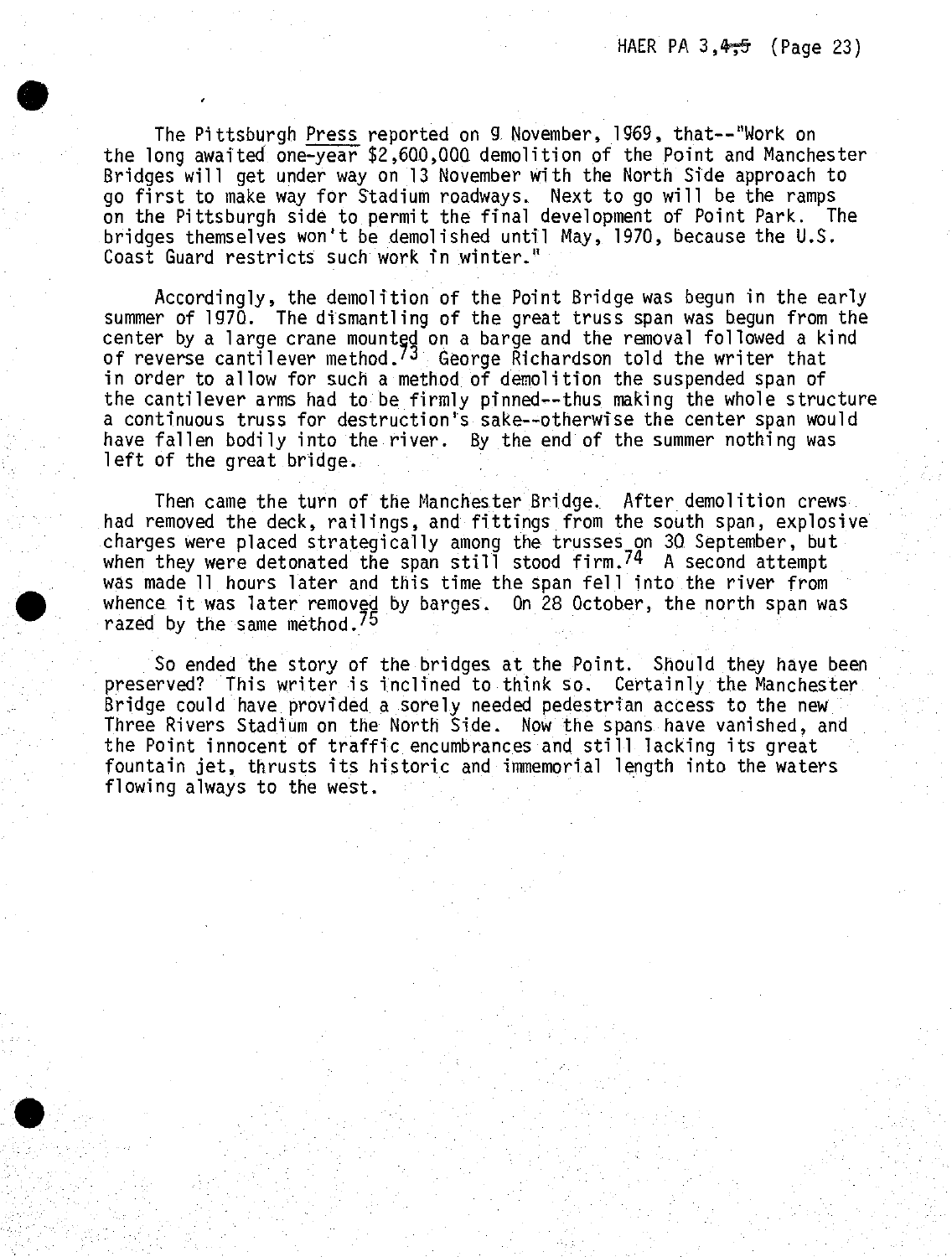The Pittsburgh Press reported on 9 November, 1969, that--"Work on the long awaited one-year $2,600,000 demolition of the Point and Manchester Bridges will get under way on 13 November with the North Side approach to go first to make way for Stadium roadways. Next to go will be the ramps on the Pittsburgh side to permit the final development of Point Park. The bridges themselves won't be demolished until May, 1970, because the U.S. Coast Guard restricts such work in winter."

Accordingly, the demolition of the Point Bridge was begun in the early summer of 1970. The dismantling of the great truss span was begun from the center by a large crane mounted on a barge and the removal followed a kind of reverse cantilever method.[73] George Richardson told the writer that in order to allow for such a method of demolition the suspended span of the cantilever arms had to be firmly pinned--thus making the whole structure a continuous truss for destruction's sake--otherwise the center span would have fallen bodily into the river. By the end of the summer nothing was left of the great bridge.

Then came the turn of the Manchester Bridge. After demolition crews had removed the deck, railings, and fittings from the south span, explosive charges were placed strategically among the trusses on 30 September, but when they were detonated the span still stood firm.[74] A second attempt was made 11 hours later and this time the span fell into the river from whence it was later removed by barges. On 28 October, the north span was razed by the same method.[75]

So ended the story of the bridges at the Point. Should they have been preserved? This writer is inclined to think so. Certainly the Manchester Bridge could have provided a sorely needed pedestrian access to the new Three Rivers Stadium on the North Side. Now the spans have vanished, and the Point innocent of traffic encumbrances and still lacking its great fountain jet, thrusts its historic and immemorial length into the waters flowing always to the west.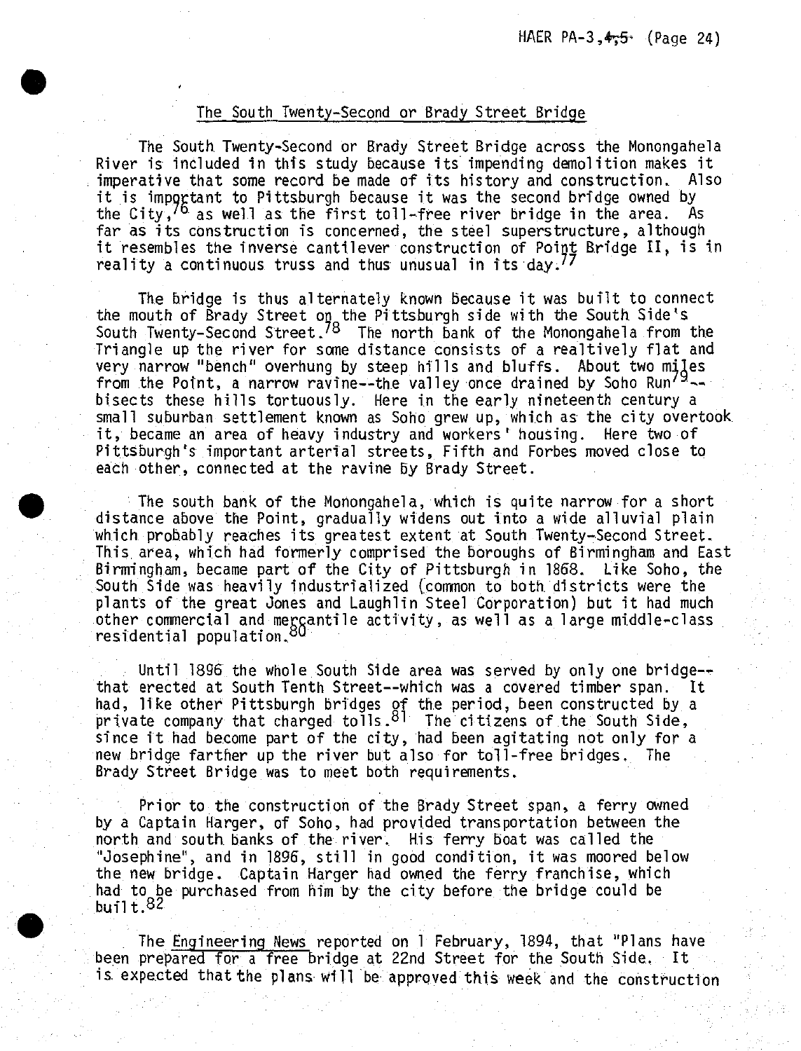## The South Twenty-Second or Brady Street Bridge

The South Twenty-Second or Brady Street Bridge across the Monongahela River is included in this study because its impending demolition makes it imperative that some record be made of its history and construction. Also it is important to Pittsburgh because it was the second bridge owned by the City,[76] as well as the first toll-free river bridge in the area. As far as its construction is concerned, the steel superstructure, although it resembles the inverse cantilever construction of Point Bridge II, is in reality a continuous truss and thus unusual in its day.[77]

The bridge is thus alternately known because it was built to connect the mouth of Brady Street on the Pittsburgh side with the South Side's South Twenty-Second Street.[78] The north bank of the Monongahela from the Triangle up the river for some distance consists of a realtively flat and very narrow "bench" overhung by steep hills and bluffs. About two miles from the Point, a narrow ravine--the valley once drained by Soho Run[79]--bisects these hills tortuously. Here in the early nineteenth century a small suburban settlement known as Soho grew up, which as the city overtook it, became an area of heavy industry and workers' housing. Here two of Pittsburgh's important arterial streets, Fifth and Forbes moved close to each other, connected at the ravine by Brady Street.

The south bank of the Monongahela, which is quite narrow for a short distance above the Point, gradually widens out into a wide alluvial plain which probably reaches its greatest extent at South Twenty-Second Street. This area, which had formerly comprised the boroughs of Birmingham and East Birmingham, became part of the City of Pittsburgh in 1868. Like Soho, the South Side was heavily industrialized (common to both districts were the plants of the great Jones and Laughlin Steel Corporation) but it had much other commercial and mercantile activity, as well as a large middle-class residential population.[80]

Until 1896 the whole South Side area was served by only one bridge--that erected at South Tenth Street--which was a covered timber span. It had, like other Pittsburgh bridges of the period, been constructed by a private company that charged tolls.[81] The citizens of the South Side, since it had become part of the city, had been agitating not only for a new bridge farther up the river but also for toll-free bridges. The Brady Street Bridge was to meet both requirements.

Prior to the construction of the Brady Street span, a ferry owned by a Captain Harger, of Soho, had provided transportation between the north and south banks of the river. His ferry boat was called the "Josephine", and in 1896, still in good condition, it was moored below the new bridge. Captain Harger had owned the ferry franchise, which had to be purchased from him by the city before the bridge could be built.[82]

The Engineering News reported on 1 February, 1894, that "Plans have been prepared for a free bridge at 22nd Street for the South Side. It is expected that the plans will be approved this week and the construction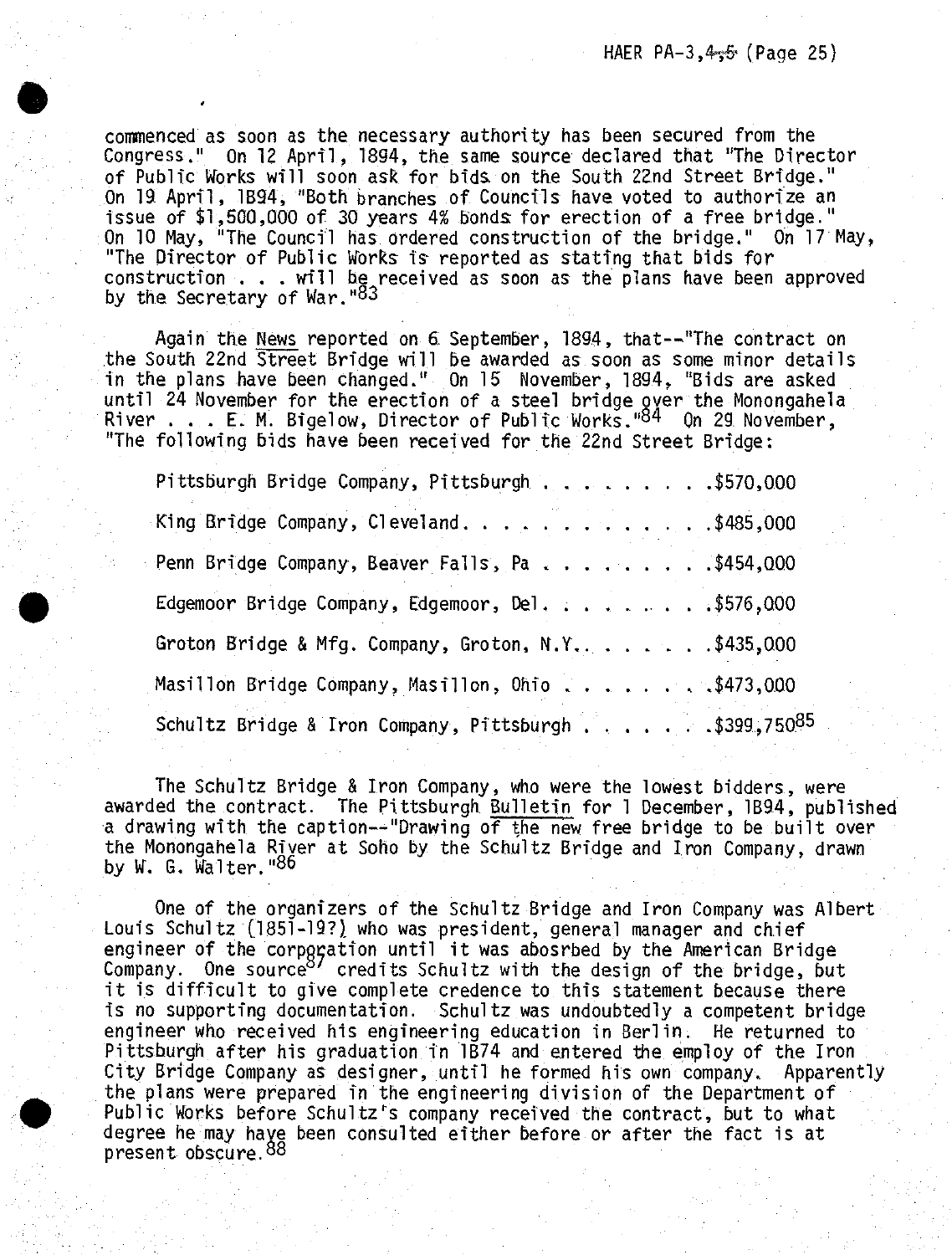commenced as soon as the necessary authority has been secured from the Congress." On 12 April, 1894, the same source declared that "The Director of Public Works will soon ask for bids on the South 22nd Street Bridge." On 19 April, 1894, "Both branches of Councils have voted to authorize an issue of $1,500,000 of 30 years 4% bonds for erection of a free bridge." On 10 May, "The Council has ordered construction of the bridge." On 17 May, "The Director of Public Works is reported as stating that bids for construction . . . will be received as soon as the plans have been approved by the Secretary of War."[83]

Again the News reported on 6 September, 1894, that--"The contract on the South 22nd Street Bridge will be awarded as soon as some minor details in the plans have been changed." On 15 November, 1894, "Bids are asked until 24 November for the erection of a steel bridge over the Monongahela River . . . E. M. Bigelow, Director of Public Works."[84] On 29 November, "The following bids have been received for the 22nd Street Bridge:

| | |
|---|---|
| Pittsburgh Bridge Company, Pittsburgh | $570,000 |
| King Bridge Company, Cleveland | $485,000 |
| Penn Bridge Company, Beaver Falls, Pa | $454,000 |
| Edgemoor Bridge Company, Edgemoor, Del. | $576,000 |
| Groton Bridge & Mfg. Company, Groton, N.Y. | $435,000 |
| Masillon Bridge Company, Masillon, Ohio | $473,000 |
| Schultz Bridge & Iron Company, Pittsburgh | $399,750[85] |

The Schultz Bridge & Iron Company, who were the lowest bidders, were awarded the contract. The Pittsburgh Bulletin for 1 December, 1894, published a drawing with the caption--"Drawing of the new free bridge to be built over the Monongahela River at Soho by the Schultz Bridge and Iron Company, drawn by W. G. Walter."[86]

One of the organizers of the Schultz Bridge and Iron Company was Albert Louis Schultz (1851-19?) who was president, general manager and chief engineer of the corporation until it was abosrbed by the American Bridge Company. One source[87] credits Schultz with the design of the bridge, but it is difficult to give complete credence to this statement because there is no supporting documentation. Schultz was undoubtedly a competent bridge engineer who received his engineering education in Berlin. He returned to Pittsburgh after his graduation in 1874 and entered the employ of the Iron City Bridge Company as designer, until he formed his own company. Apparently the plans were prepared in the engineering division of the Department of Public Works before Schultz's company received the contract, but to what degree he may have been consulted either before or after the fact is at present obscure.[88]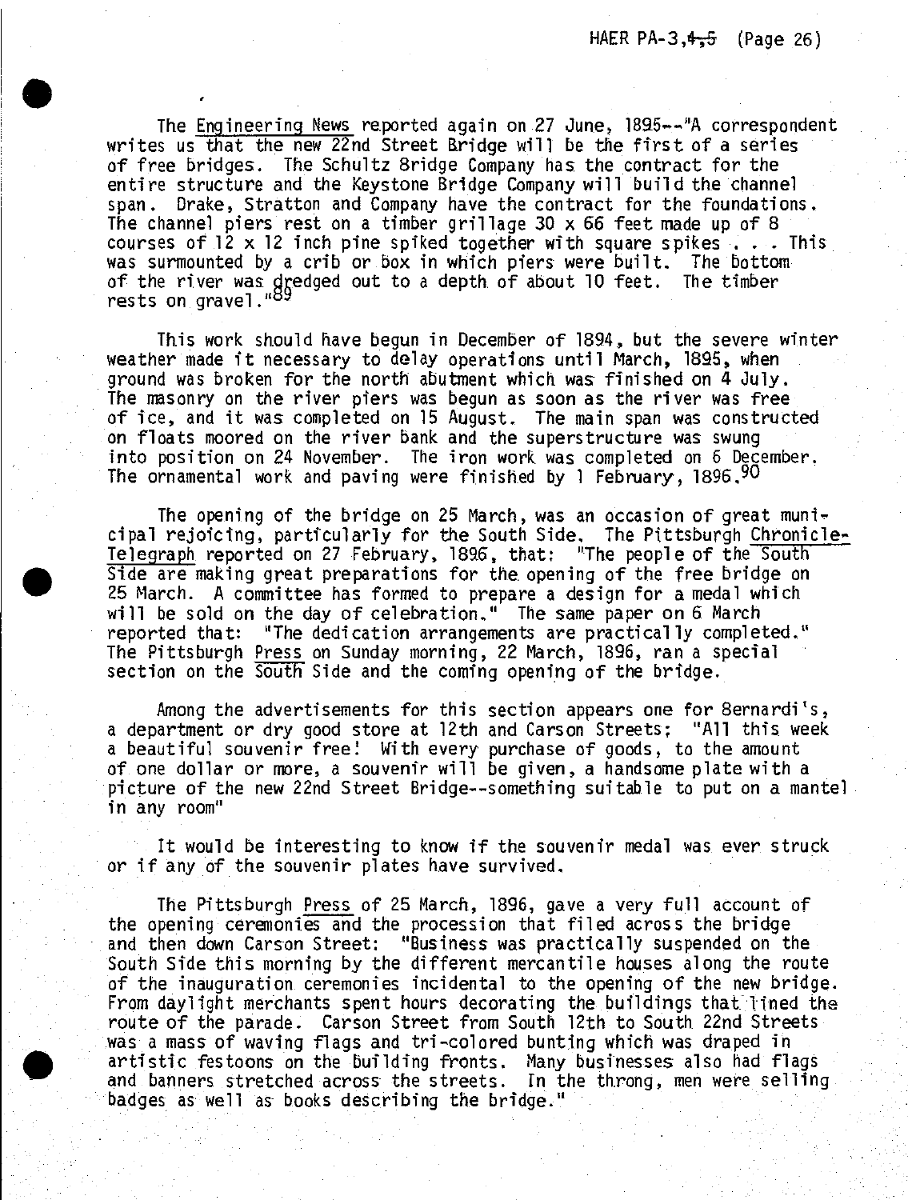The Engineering News reported again on 27 June, 1895--"A correspondent writes us that the new 22nd Street Bridge will be the first of a series of free bridges. The Schultz Bridge Company has the contract for the entire structure and the Keystone Bridge Company will build the channel span. Drake, Stratton and Company have the contract for the foundations. The channel piers rest on a timber grillage 30 x 66 feet made up of 8 courses of 12 x 12 inch pine spiked together with square spikes . . . This was surmounted by a crib or box in which piers were built. The bottom of the river was dredged out to a depth of about 10 feet. The timber rests on gravel."[89]

This work should have begun in December of 1894, but the severe winter weather made it necessary to delay operations until March, 1895, when ground was broken for the north abutment which was finished on 4 July. The masonry on the river piers was begun as soon as the river was free of ice, and it was completed on 15 August. The main span was constructed on floats moored on the river bank and the superstructure was swung into position on 24 November. The iron work was completed on 6 December. The ornamental work and paving were finished by 1 February, 1896.[90]

The opening of the bridge on 25 March, was an occasion of great municipal rejoicing, particularly for the South Side. The Pittsburgh Chronicle-Telegraph reported on 27 February, 1896, that: "The people of the South Side are making great preparations for the opening of the free bridge on 25 March. A committee has formed to prepare a design for a medal which will be sold on the day of celebration." The same paper on 6 March reported that: "The dedication arrangements are practically completed." The Pittsburgh Press on Sunday morning, 22 March, 1896, ran a special section on the South Side and the coming opening of the bridge.

Among the advertisements for this section appears one for Bernardi's, a department or dry good store at 12th and Carson Streets: "All this week a beautiful souvenir free! With every purchase of goods, to the amount of one dollar or more, a souvenir will be given, a handsome plate with a picture of the new 22nd Street Bridge--something suitable to put on a mantel in any room"

It would be interesting to know if the souvenir medal was ever struck or if any of the souvenir plates have survived.

The Pittsburgh Press of 25 March, 1896, gave a very full account of the opening ceremonies and the procession that filed across the bridge and then down Carson Street: "Business was practically suspended on the South Side this morning by the different mercantile houses along the route of the inauguration ceremonies incidental to the opening of the new bridge. From daylight merchants spent hours decorating the buildings that lined the route of the parade. Carson Street from South 12th to South 22nd Streets was a mass of waving flags and tri-colored bunting which was draped in artistic festoons on the building fronts. Many businesses also had flags and banners stretched across the streets. In the throng, men were selling badges as well as books describing the bridge."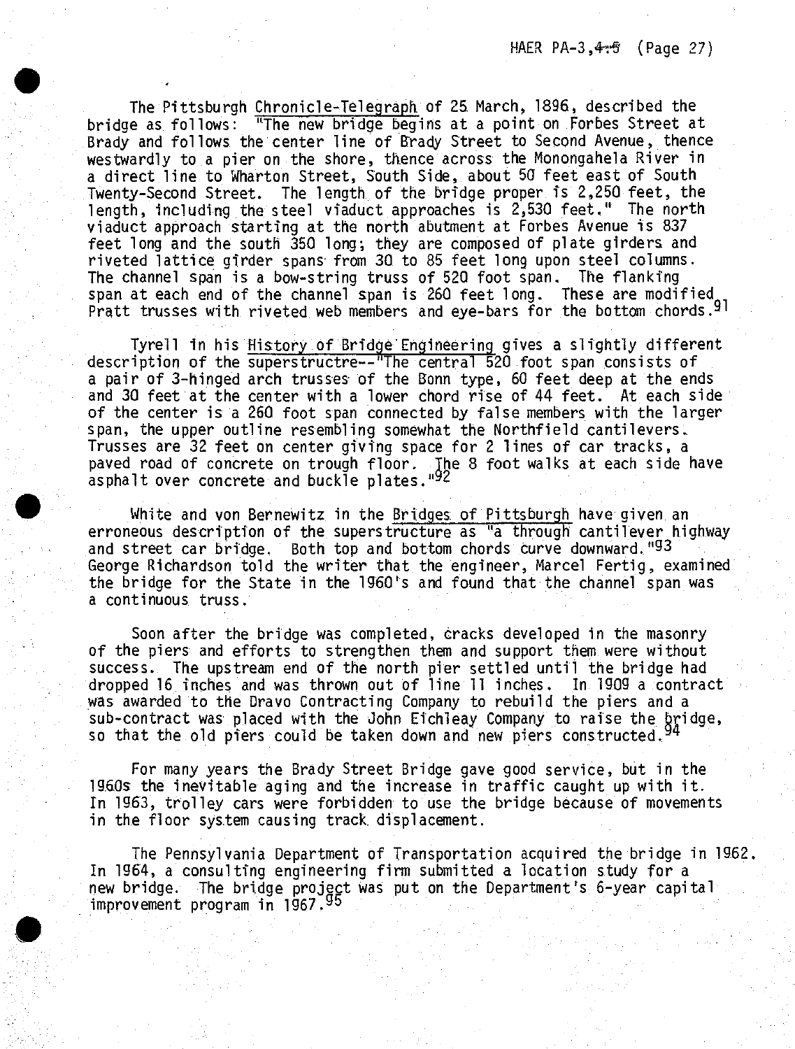The Pittsburgh Chronicle-Telegraph of 25 March, 1896, described the bridge as follows: "The new bridge begins at a point on Forbes Street at Brady and follows the center line of Brady Street to Second Avenue, thence westwardly to a pier on the shore, thence across the Monongahela River in a direct line to Wharton Street, South Side, about 50 feet east of South Twenty-Second Street. The length of the bridge proper is 2,250 feet, the length, including the steel viaduct approaches is 2,530 feet." The north viaduct approach starting at the north abutment at Forbes Avenue is 837 feet long and the south 350 long; they are composed of plate girders and riveted lattice girder spans from 30 to 85 feet long upon steel columns. The channel span is a bow-string truss of 520 foot span. The flanking span at each end of the channel span is 260 feet long. These are modified Pratt trusses with riveted web members and eye-bars for the bottom chords.[91]

Tyrell in his History of Bridge Engineering gives a slightly different description of the superstructre--"The central 520 foot span consists of a pair of 3-hinged arch trusses of the Bonn type, 60 feet deep at the ends and 30 feet at the center with a lower chord rise of 44 feet. At each side of the center is a 260 foot span connected by false members with the larger span, the upper outline resembling somewhat the Northfield cantilevers. Trusses are 32 feet on center giving space for 2 lines of car tracks, a paved road of concrete on trough floor. The 8 foot walks at each side have asphalt over concrete and buckle plates."[92]

White and von Bernewitz in the Bridges of Pittsburgh have given an erroneous description of the superstructure as "a through cantilever highway and street car bridge. Both top and bottom chords curve downward."[93] George Richardson told the writer that the engineer, Marcel Fertig, examined the bridge for the State in the 1960's and found that the channel span was a continuous truss.

Soon after the bridge was completed, cracks developed in the masonry of the piers and efforts to strengthen them and support them were without success. The upstream end of the north pier settled until the bridge had dropped 16 inches and was thrown out of line 11 inches. In 1909 a contract was awarded to the Dravo Contracting Company to rebuild the piers and a sub-contract was placed with the John Eichleay Company to raise the bridge, so that the old piers could be taken down and new piers constructed.[94]

For many years the Brady Street Bridge gave good service, but in the 1960s the inevitable aging and the increase in traffic caught up with it. In 1963, trolley cars were forbidden to use the bridge because of movements in the floor system causing track displacement.

The Pennsylvania Department of Transportation acquired the bridge in 1962. In 1964, a consulting engineering firm submitted a location study for a new bridge. The bridge project was put on the Department's 6-year capital improvement program in 1967.[95]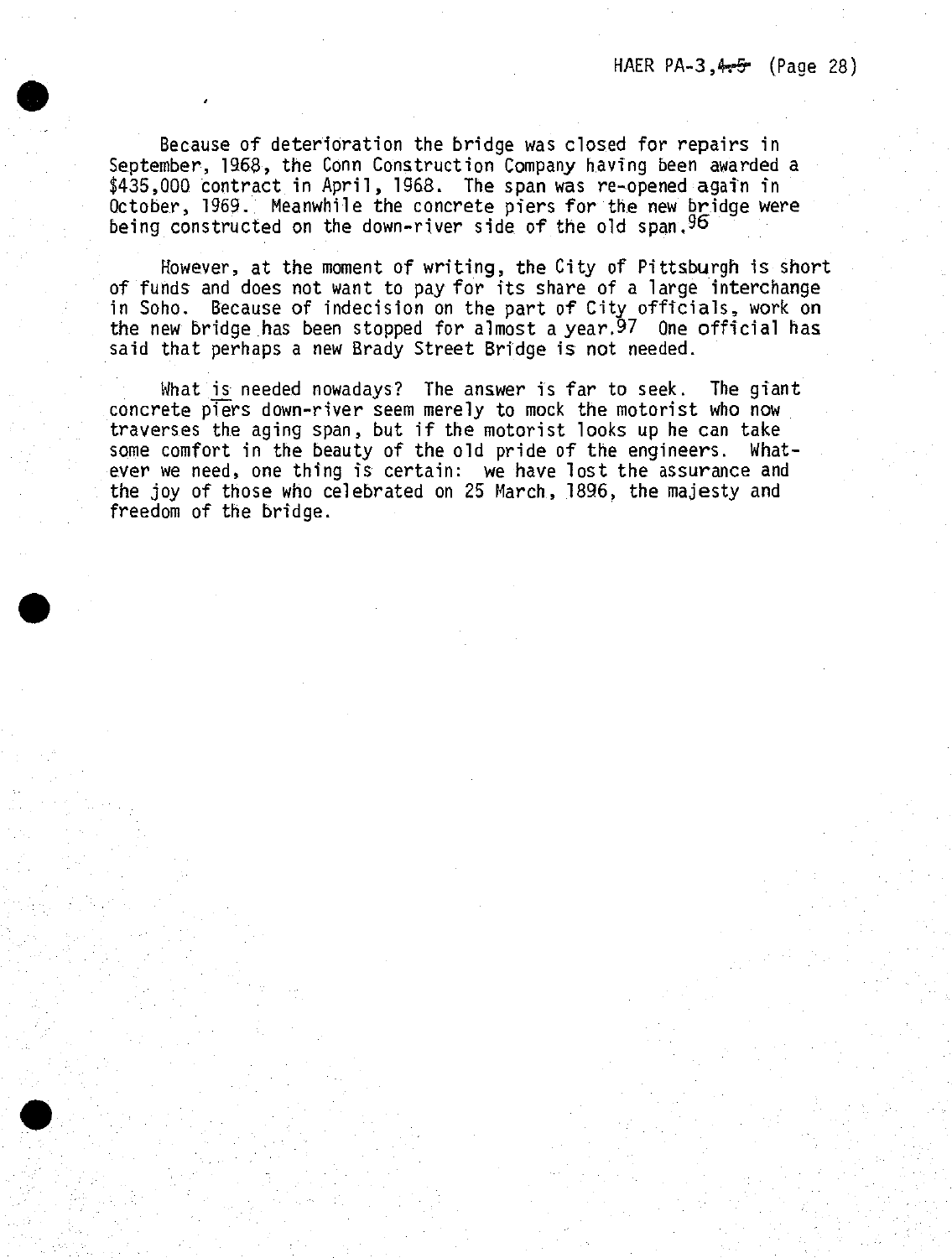Because of deterioration the bridge was closed for repairs in September, 1968, the Conn Construction Company having been awarded a $435,000 contract in April, 1968. The span was re-opened again in October, 1969. Meanwhile the concrete piers for the new bridge were being constructed on the down-river side of the old span.[96]

However, at the moment of writing, the City of Pittsburgh is short of funds and does not want to pay for its share of a large interchange in Soho. Because of indecision on the part of City officials, work on the new bridge has been stopped for almost a year.[97] One official has said that perhaps a new Brady Street Bridge is not needed.

What _is_ needed nowadays? The answer is far to seek. The giant concrete piers down-river seem merely to mock the motorist who now traverses the aging span, but if the motorist looks up he can take some comfort in the beauty of the old pride of the engineers. Whatever we need, one thing is certain: we have lost the assurance and the joy of those who celebrated on 25 March, 1896, the majesty and freedom of the bridge.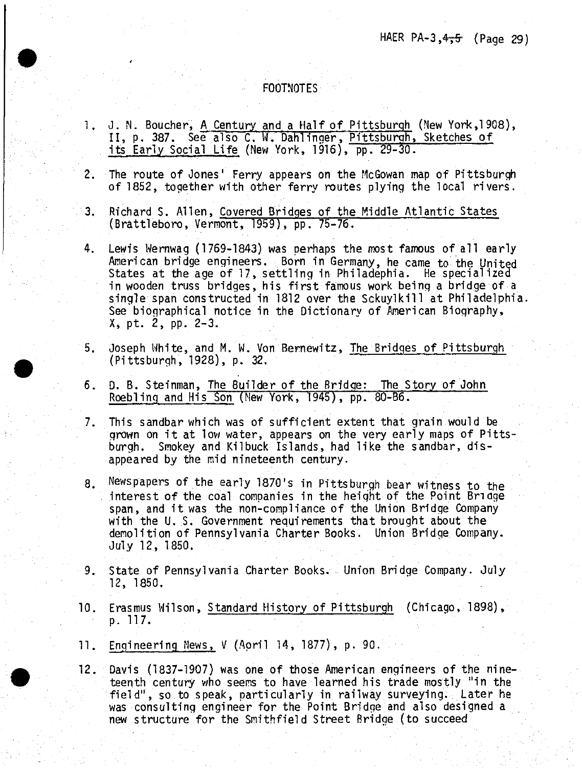## FOOTNOTES

1. J. N. Boucher, A Century and a Half of Pittsburgh (New York,1908), II, p. 387. See also C. W. Dahlinger, Pittsburgh, Sketches of its Early Social Life (New York, 1916), pp. 29-30.

2. The route of Jones' Ferry appears on the McGowan map of Pittsburgh of 1852, together with other ferry routes plying the local rivers.

3. Richard S. Allen, Covered Bridges of the Middle Atlantic States (Brattleboro, Vermont, 1959), pp. 75-76.

4. Lewis Wernwag (1769-1843) was perhaps the most famous of all early American bridge engineers. Born in Germany, he came to the United States at the age of 17, settling in Philadephia. He specialized in wooden truss bridges, his first famous work being a bridge of a single span constructed in 1812 over the Sckuylkill at Philadelphia. See biographical notice in the Dictionary of American Biography, X, pt. 2, pp. 2-3.

5. Joseph White, and M. W. Von Bernewitz, The Bridges of Pittsburgh (Pittsburgh, 1928), p. 32.

6. D. B. Steinman, The Builder of the Bridge: The Story of John Roebling and His Son (New York, 1945), pp. 80-86.

7. This sandbar which was of sufficient extent that grain would be grown on it at low water, appears on the very early maps of Pittsburgh. Smokey and Kilbuck Islands, had like the sandbar, disappeared by the mid nineteenth century.

8. Newspapers of the early 1870's in Pittsburgh bear witness to the interest of the coal companies in the height of the Point Bridge span, and it was the non-compliance of the Union Bridge Company with the U. S. Government requirements that brought about the demolition of Pennsylvania Charter Books. Union Bridge Company. July 12, 1850.

9. State of Pennsylvania Charter Books. Union Bridge Company. July 12, 1850.

10. Erasmus Wilson, Standard History of Pittsburgh (Chicago, 1898), p. 117.

11. Engineering News, V (April 14, 1877), p. 90.

12. Davis (1837-1907) was one of those American engineers of the nineteenth century who seems to have learned his trade mostly "in the field", so to speak, particularly in railway surveying. Later he was consulting engineer for the Point Bridge and also designed a new structure for the Smithfield Street Bridge (to succeed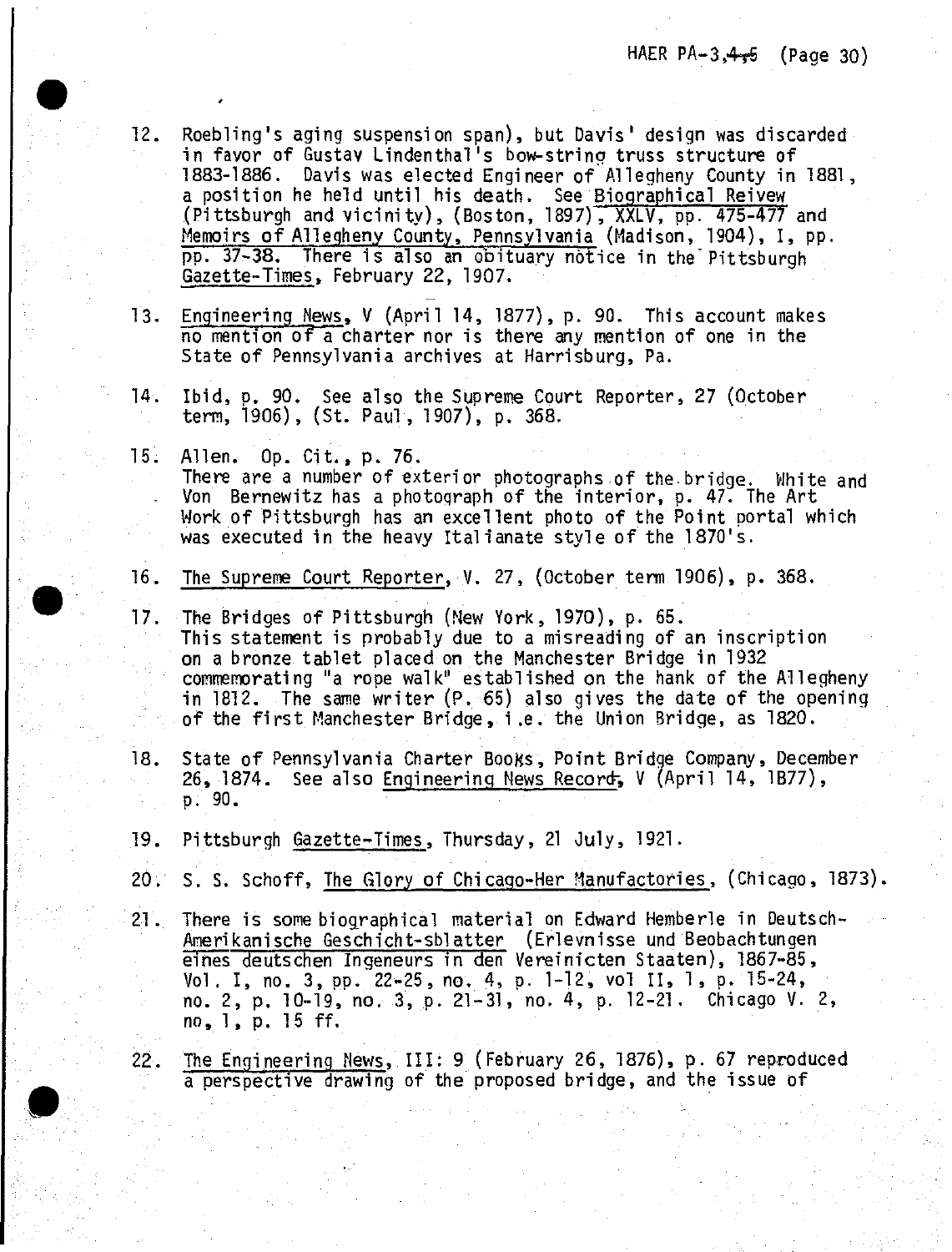12. Roebling's aging suspension span), but Davis' design was discarded in favor of Gustav Lindenthal's bow-string truss structure of 1883-1886. Davis was elected Engineer of Allegheny County in 1881, a position he held until his death. See Biographical Reivew (Pittsburgh and vicinity), (Boston, 1897), XXLV, pp. 475-477 and Memoirs of Allegheny County, Pennsylvania (Madison, 1904), I, pp. pp. 37-38. There is also an obituary notice in the Pittsburgh Gazette-Times, February 22, 1907.

13. Engineering News, V (April 14, 1877), p. 90. This account makes no mention of a charter nor is there any mention of one in the State of Pennsylvania archives at Harrisburg, Pa.

14. Ibid, p. 90. See also the Supreme Court Reporter, 27 (October term, 1906), (St. Paul, 1907), p. 368.

15. Allen. Op. Cit., p. 76.
There are a number of exterior photographs of the bridge. White and Von Bernewitz has a photograph of the interior, p. 47. The Art Work of Pittsburgh has an excellent photo of the Point portal which was executed in the heavy Italianate style of the 1870's.

16. The Supreme Court Reporter, V. 27, (October term 1906), p. 368.

17. The Bridges of Pittsburgh (New York, 1970), p. 65.
This statement is probably due to a misreading of an inscription on a bronze tablet placed on the Manchester Bridge in 1932 commemorating "a rope walk" established on the bank of the Allegheny in 1812. The same writer (P. 65) also gives the date of the opening of the first Manchester Bridge, i.e. the Union Bridge, as 1820.

18. State of Pennsylvania Charter Books, Point Bridge Company, December 26, 1874. See also Engineering News Record, V (April 14, 1877), p. 90.

19. Pittsburgh Gazette-Times, Thursday, 21 July, 1921.

20. S. S. Schoff, The Glory of Chicago-Her Manufactories, (Chicago, 1873).

21. There is some biographical material on Edward Hemberle in Deutsch-Amerikanische Geschicht-sblatter (Erlevnisse und Beobachtungen eines deutschen Ingeneurs in den Vereinicten Staaten), 1867-85, Vol. I, no. 3, pp. 22-25, no. 4, p. 1-12, vol II, 1, p. 15-24, no. 2, p. 10-19, no. 3, p. 21-31, no. 4, p. 12-21. Chicago V. 2, no, 1, p. 15 ff.

22. The Engineering News, III: 9 (February 26, 1876), p. 67 reproduced a perspective drawing of the proposed bridge, and the issue of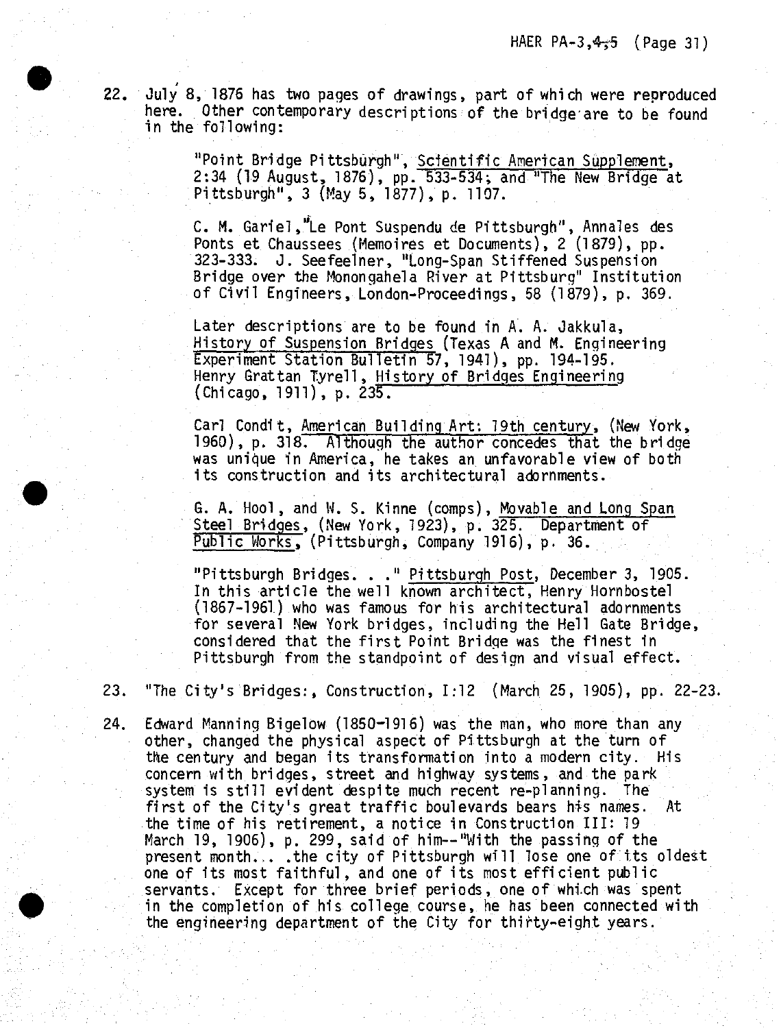22. July 8, 1876 has two pages of drawings, part of which were reproduced here. Other contemporary descriptions of the bridge are to be found in the following:

    "Point Bridge Pittsburgh", Scientific American Supplement, 2:34 (19 August, 1876), pp. 533-534; and "The New Bridge at Pittsburgh", 3 (May 5, 1877), p. 1107.

    C. M. Gariel, "Le Pont Suspendu de Pittsburgh", Annales des Ponts et Chaussees (Memoires et Documents), 2 (1879), pp. 323-333. J. Seefeelner, "Long-Span Stiffened Suspension Bridge over the Monongahela River at Pittsburg" Institution of Civil Engineers, London-Proceedings, 58 (1879), p. 369.

    Later descriptions are to be found in A. A. Jakkula, History of Suspension Bridges (Texas A and M. Engineering Experiment Station Bulletin 57, 1941), pp. 194-195. Henry Grattan Tyrell, History of Bridges Engineering (Chicago, 1911), p. 235.

    Carl Condit, American Building Art: 19th century, (New York, 1960), p. 318. Although the author concedes that the bridge was unique in America, he takes an unfavorable view of both its construction and its architectural adornments.

    G. A. Hool, and W. S. Kinne (comps), Movable and Long Span Steel Bridges, (New York, 1923), p. 325. Department of Public Works, (Pittsburgh, Company 1916), p. 36.

    "Pittsburgh Bridges. . ." Pittsburgh Post, December 3, 1905. In this article the well known architect, Henry Hornbostel (1867-1961) who was famous for his architectural adornments for several New York bridges, including the Hell Gate Bridge, considered that the first Point Bridge was the finest in Pittsburgh from the standpoint of design and visual effect.

23. "The City's Bridges:, Construction, I:12 (March 25, 1905), pp. 22-23.

24. Edward Manning Bigelow (1850-1916) was the man, who more than any other, changed the physical aspect of Pittsburgh at the turn of the century and began its transformation into a modern city. His concern with bridges, street and highway systems, and the park system is still evident despite much recent re-planning. The first of the City's great traffic boulevards bears his names. At the time of his retirement, a notice in Construction III: 19 March 19, 1906), p. 299, said of him--"With the passing of the present month... .the city of Pittsburgh will lose one of its oldest one of its most faithful, and one of its most efficient public servants. Except for three brief periods, one of which was spent in the completion of his college course, he has been connected with the engineering department of the City for thirty-eight years.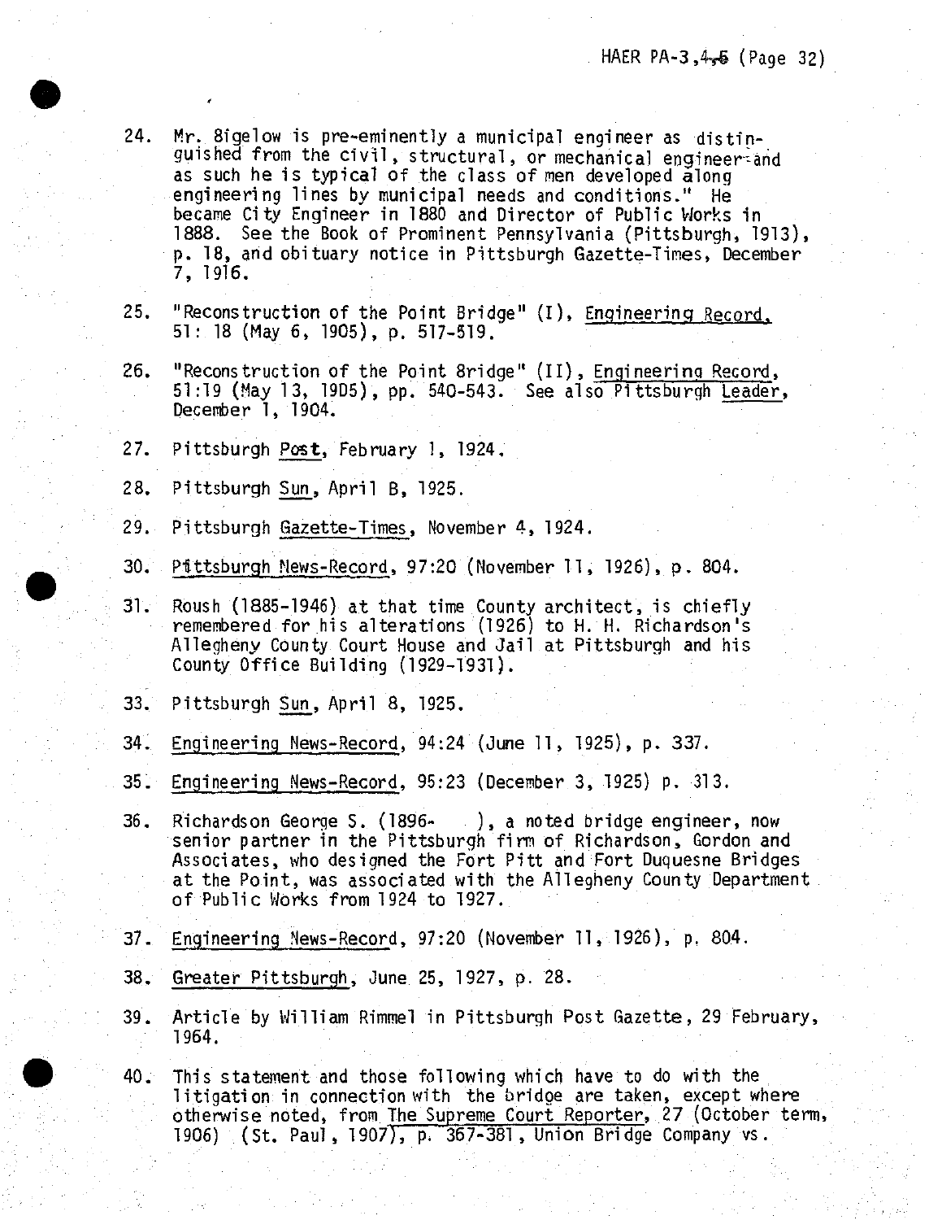24. Mr. Bigelow is pre-eminently a municipal engineer as distinguished from the civil, structural, or mechanical engineer and as such he is typical of the class of men developed along engineering lines by municipal needs and conditions." He became City Engineer in 1880 and Director of Public Works in 1888. See the Book of Prominent Pennsylvania (Pittsburgh, 1913), p. 18, and obituary notice in Pittsburgh Gazette-Times, December 7, 1916.

25. "Reconstruction of the Point Bridge" (I), Engineering Record, 51: 18 (May 6, 1905), p. 517-519.

26. "Reconstruction of the Point Bridge" (II), Engineering Record, 51:19 (May 13, 1905), pp. 540-543. See also Pittsburgh Leader, December 1, 1904.

27. Pittsburgh Post, February 1, 1924.

28. Pittsburgh Sun, April 8, 1925.

29. Pittsburgh Gazette-Times, November 4, 1924.

30. Pittsburgh News-Record, 97:20 (November 11, 1926), p. 804.

31. Roush (1885-1946) at that time County architect, is chiefly remembered for his alterations (1926) to H. H. Richardson's Allegheny County Court House and Jail at Pittsburgh and his County Office Building (1929-1931).

33. Pittsburgh Sun, April 8, 1925.

34. Engineering News-Record, 94:24 (June 11, 1925), p. 337.

35. Engineering News-Record, 95:23 (December 3, 1925) p. 313.

36. Richardson George S. (1896- ), a noted bridge engineer, now senior partner in the Pittsburgh firm of Richardson, Gordon and Associates, who designed the Fort Pitt and Fort Duquesne Bridges at the Point, was associated with the Allegheny County Department of Public Works from 1924 to 1927.

37. Engineering News-Record, 97:20 (November 11, 1926), p. 804.

38. Greater Pittsburgh, June 25, 1927, p. 28.

39. Article by William Rimmel in Pittsburgh Post Gazette, 29 February, 1964.

40. This statement and those following which have to do with the litigation in connection with the bridge are taken, except where otherwise noted, from The Supreme Court Reporter, 27 (October term, 1906) (St. Paul, 1907), p. 367-381, Union Bridge Company vs.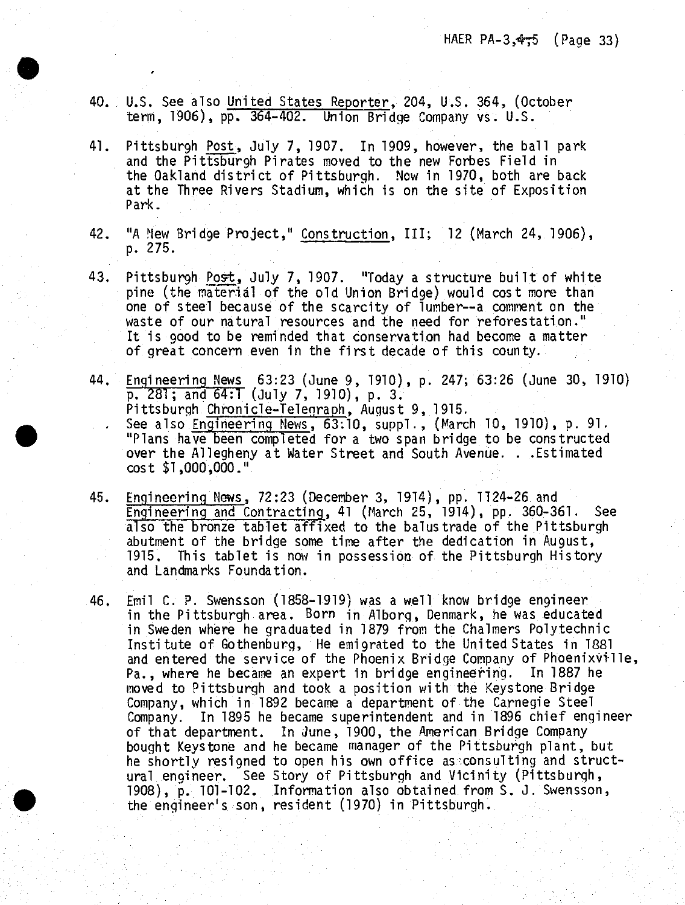40. U.S. See also United States Reporter, 204, U.S. 364, (October term, 1906), pp. 364-402. Union Bridge Company vs. U.S.

41. Pittsburgh Post, July 7, 1907. In 1909, however, the ball park and the Pittsburgh Pirates moved to the new Forbes Field in the Oakland district of Pittsburgh. Now in 1970, both are back at the Three Rivers Stadium, which is on the site of Exposition Park.

42. "A New Bridge Project," Construction, III; 12 (March 24, 1906), p. 275.

43. Pittsburgh Post, July 7, 1907. "Today a structure built of white pine (the material of the old Union Bridge) would cost more than one of steel because of the scarcity of lumber--a comment on the waste of our natural resources and the need for reforestation." It is good to be reminded that conservation had become a matter of great concern even in the first decade of this county.

44. Engineering News 63:23 (June 9, 1910), p. 247; 63:26 (June 30, 1910) p. 281; and 64:1 (July 7, 1910), p. 3.
Pittsburgh Chronicle-Telegraph, August 9, 1915.
See also Engineering News, 63:10, suppl., (March 10, 1910), p. 91. "Plans have been completed for a two span bridge to be constructed over the Allegheny at Water Street and South Avenue. . .Estimated cost $1,000,000."

45. Engineering News, 72:23 (December 3, 1914), pp. 1124-26 and Engineering and Contracting, 41 (March 25, 1914), pp. 360-361. See also the bronze tablet affixed to the balustrade of the Pittsburgh abutment of the bridge some time after the dedication in August, 1915. This tablet is now in possession of the Pittsburgh History and Landmarks Foundation.

46. Emil C. P. Swensson (1858-1919) was a well know bridge engineer in the Pittsburgh area. Born in Alborg, Denmark, he was educated in Sweden where he graduated in 1879 from the Chalmers Polytechnic Institute of Gothenburg, He emigrated to the United States in 1881 and entered the service of the Phoenix Bridge Company of Phoenixville, Pa., where he became an expert in bridge engineering. In 1887 he moved to Pittsburgh and took a position with the Keystone Bridge Company, which in 1892 became a department of the Carnegie Steel Company. In 1895 he became superintendent and in 1896 chief engineer of that department. In June, 1900, the American Bridge Company bought Keystone and he became manager of the Pittsburgh plant, but he shortly resigned to open his own office as consulting and structural engineer. See Story of Pittsburgh and Vicinity (Pittsburgh, 1908), p. 101-102. Information also obtained from S. J. Swensson, the engineer's son, resident (1970) in Pittsburgh.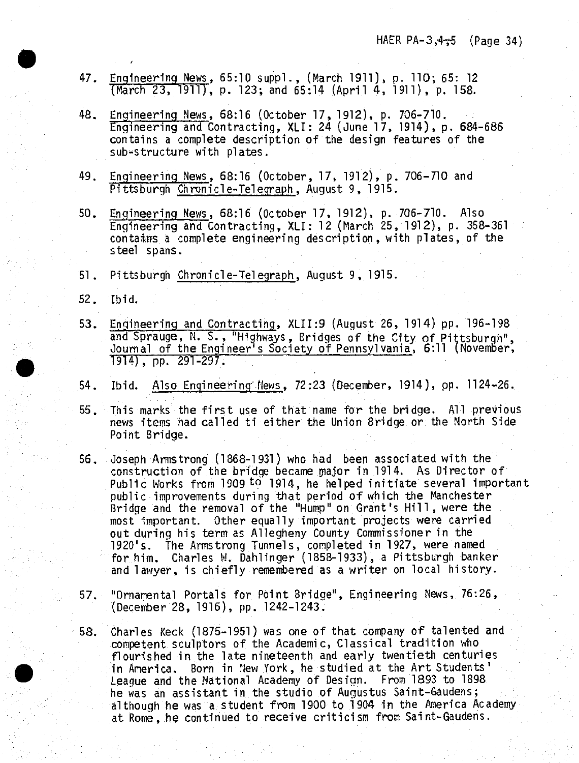47. Engineering News, 65:10 suppl., (March 1911), p. 110; 65: 12 (March 23, 1911), p. 123; and 65:14 (April 4, 1911), p. 158.

48. Engineering News, 68:16 (October 17, 1912), p. 706-710. Engineering and Contracting, XLI: 24 (June 17, 1914), p. 684-686 contains a complete description of the design features of the sub-structure with plates.

49. Engineering News, 68:16 (October, 17, 1912), p. 706-710 and Pittsburgh Chronicle-Telegraph, August 9, 1915.

50. Engineering News, 68:16 (October 17, 1912), p. 706-710. Also Engineering and Contracting, XLI: 12 (March 25, 1912), p. 358-361 contains a complete engineering description, with plates, of the steel spans.

51. Pittsburgh Chronicle-Telegraph, August 9, 1915.

52. Ibid.

53. Engineering and Contracting, XLII:9 (August 26, 1914) pp. 196-198 and Sprauge, N. S., "Highways, Bridges of the City of Pittsburgh", Journal of the Engineer's Society of Pennsylvania, 6:11 (November, 1914), pp. 291-297.

54. Ibid. Also Engineering News, 72:23 (December, 1914), pp. 1124-26.

55. This marks the first use of that name for the bridge. All previous news items had called ti either the Union Bridge or the North Side Point Bridge.

56. Joseph Armstrong (1868-1931) who had been associated with the construction of the bridge became major in 1914. As Director of Public Works from 1909 to 1914, he helped initiate several important public improvements during that period of which the Manchester Bridge and the removal of the "Hump" on Grant's Hill, were the most important. Other equally important projects were carried out during his term as Allegheny County Commissioner in the 1920's. The Armstrong Tunnels, completed in 1927, were named for him. Charles W. Dahlinger (1858-1933), a Pittsburgh banker and lawyer, is chiefly remembered as a writer on local history.

57. "Ornamental Portals for Point Bridge", Engineering News, 76:26, (December 28, 1916), pp. 1242-1243.

58. Charles Keck (1875-1951) was one of that company of talented and competent sculptors of the Academic, Classical tradition who flourished in the late nineteenth and early twentieth centuries in America. Born in New York, he studied at the Art Students' League and the National Academy of Design. From 1893 to 1898 he was an assistant in the studio of Augustus Saint-Gaudens; although he was a student from 1900 to 1904 in the America Academy at Rome, he continued to receive criticism from Saint-Gaudens.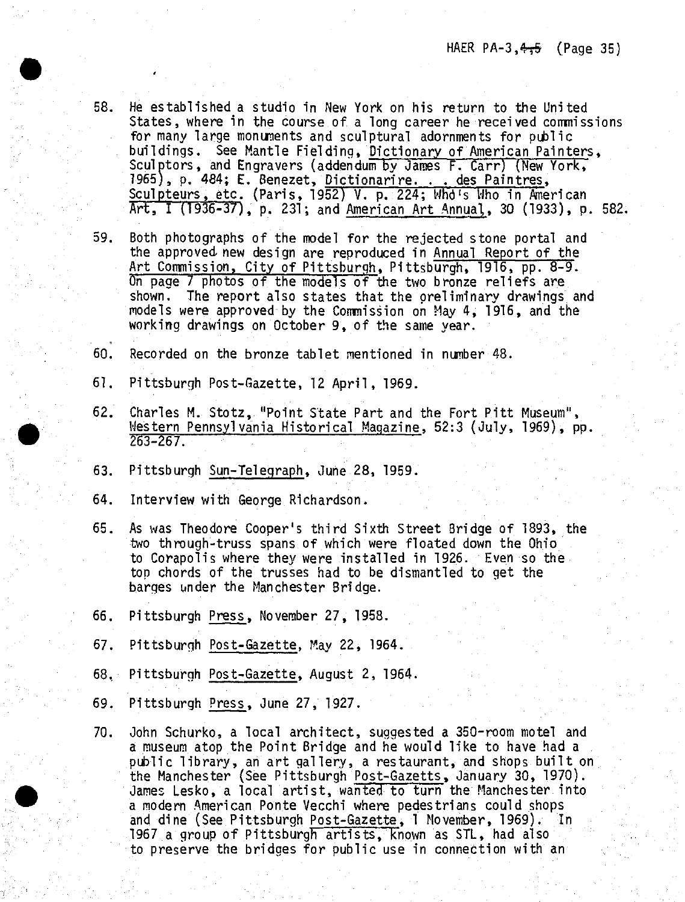58. He established a studio in New York on his return to the United States, where in the course of a long career he received commissions for many large monuments and sculptural adornments for public buildings. See Mantle Fielding, Dictionary of American Painters, Sculptors, and Engravers (addendum by James F. Carr) (New York, 1965), p. 484; E. Benezet, Dictionarire. . . des Paintres, Sculpteurs, etc. (Paris, 1952) V. p. 224; Who's Who in American Art, I (1936-37), p. 231; and American Art Annual, 30 (1933), p. 582.

59. Both photographs of the model for the rejected stone portal and the approved new design are reproduced in Annual Report of the Art Commission, City of Pittsburgh, Pittsburgh, 1916, pp. 8-9. On page 7 photos of the models of the two bronze reliefs are shown. The report also states that the preliminary drawings and models were approved by the Commission on May 4, 1916, and the working drawings on October 9, of the same year.

60. Recorded on the bronze tablet mentioned in number 48.

61. Pittsburgh Post-Gazette, 12 April, 1969.

62. Charles M. Stotz, "Point State Part and the Fort Pitt Museum", Western Pennsylvania Historical Magazine, 52:3 (July, 1969), pp. 263-267.

63. Pittsburgh Sun-Telegraph, June 28, 1959.

64. Interview with George Richardson.

65. As was Theodore Cooper's third Sixth Street Bridge of 1893, the two through-truss spans of which were floated down the Ohio to Corapolis where they were installed in 1926. Even so the top chords of the trusses had to be dismantled to get the barges under the Manchester Bridge.

66. Pittsburgh Press, November 27, 1958.

67. Pittsburgh Post-Gazette, May 22, 1964.

68. Pittsburgh Post-Gazette, August 2, 1964.

69. Pittsburgh Press, June 27, 1927.

70. John Schurko, a local architect, suggested a 350-room motel and a museum atop the Point Bridge and he would like to have had a public library, an art gallery, a restaurant, and shops built on the Manchester (See Pittsburgh Post-Gazetts, January 30, 1970). James Lesko, a local artist, wanted to turn the Manchester into a modern American Ponte Vecchi where pedestrians could shops and dine (See Pittsburgh Post-Gazette, 1 November, 1969). In 1967 a group of Pittsburgh artists, known as STL, had also to preserve the bridges for public use in connection with an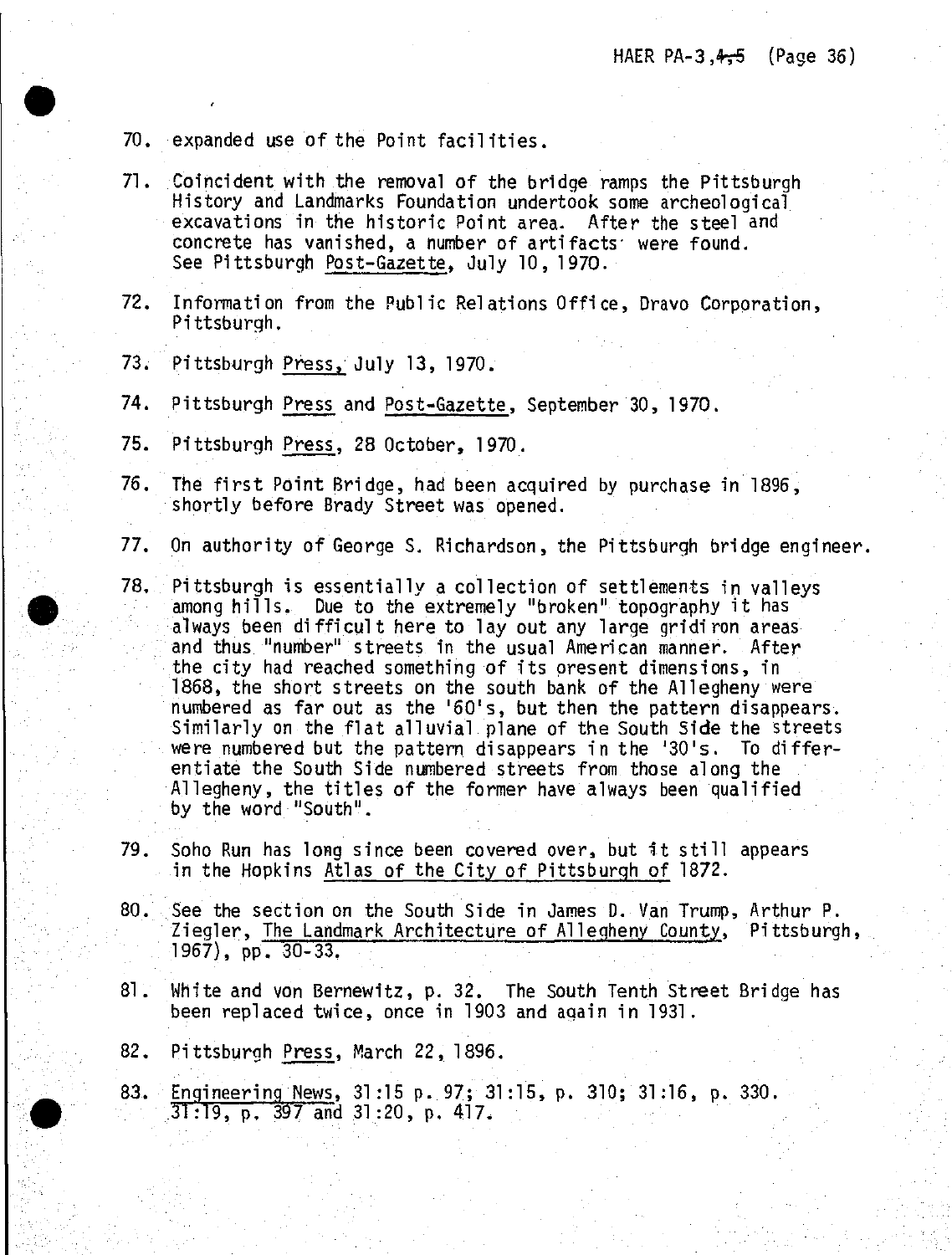70. expanded use of the Point facilities.

71. Coincident with the removal of the bridge ramps the Pittsburgh History and Landmarks Foundation undertook some archeological excavations in the historic Point area. After the steel and concrete has vanished, a number of artifacts were found. See Pittsburgh Post-Gazette, July 10, 1970.

72. Information from the Public Relations Office, Dravo Corporation, Pittsburgh.

73. Pittsburgh Press, July 13, 1970.

74. Pittsburgh Press and Post-Gazette, September 30, 1970.

75. Pittsburgh Press, 28 October, 1970.

76. The first Point Bridge, had been acquired by purchase in 1896, shortly before Brady Street was opened.

77. On authority of George S. Richardson, the Pittsburgh bridge engineer.

78. Pittsburgh is essentially a collection of settlements in valleys among hills. Due to the extremely "broken" topography it has always been difficult here to lay out any large gridiron areas and thus "number" streets in the usual American manner. After the city had reached something of its present dimensions, in 1868, the short streets on the south bank of the Allegheny were numbered as far out as the '60's, but then the pattern disappears. Similarly on the flat alluvial plane of the South Side the streets were numbered but the pattern disappears in the '30's. To differentiate the South Side numbered streets from those along the Allegheny, the titles of the former have always been qualified by the word "South".

79. Soho Run has long since been covered over, but it still appears in the Hopkins Atlas of the City of Pittsburgh of 1872.

80. See the section on the South Side in James D. Van Trump, Arthur P. Ziegler, The Landmark Architecture of Allegheny County, Pittsburgh, 1967), pp. 30-33.

81. White and von Bernewitz, p. 32. The South Tenth Street Bridge has been replaced twice, once in 1903 and again in 1931.

82. Pittsburgh Press, March 22, 1896.

83. Engineering News, 31:15 p. 97; 31:15, p. 310; 31:16, p. 330. 31:19, p. 397 and 31:20, p. 417.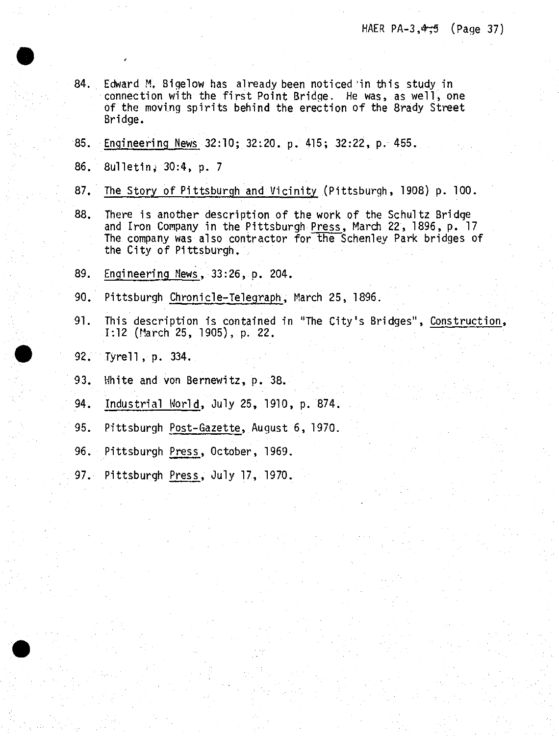84. Edward M. Bigelow has already been noticed in this study in connection with the first Point Bridge. He was, as well, one of the moving spirits behind the erection of the Brady Street Bridge.

85. Engineering News 32:10; 32:20. p. 415; 32:22, p. 455.

86. Bulletin, 30:4, p. 7

87. The Story of Pittsburgh and Vicinity (Pittsburgh, 1908) p. 100.

88. There is another description of the work of the Schultz Bridge and Iron Company in the Pittsburgh Press, March 22, 1896, p. 17 The company was also contractor for the Schenley Park bridges of the City of Pittsburgh.

89. Engineering News, 33:26, p. 204.

90. Pittsburgh Chronicle-Telegraph, March 25, 1896.

91. This description is contained in "The City's Bridges", Construction, I:12 (March 25, 1905), p. 22.

92. Tyrell, p. 334.

93. White and von Bernewitz, p. 38.

94. Industrial World, July 25, 1910, p. 874.

95. Pittsburgh Post-Gazette, August 6, 1970.

96. Pittsburgh Press, October, 1969.

97. Pittsburgh Press, July 17, 1970.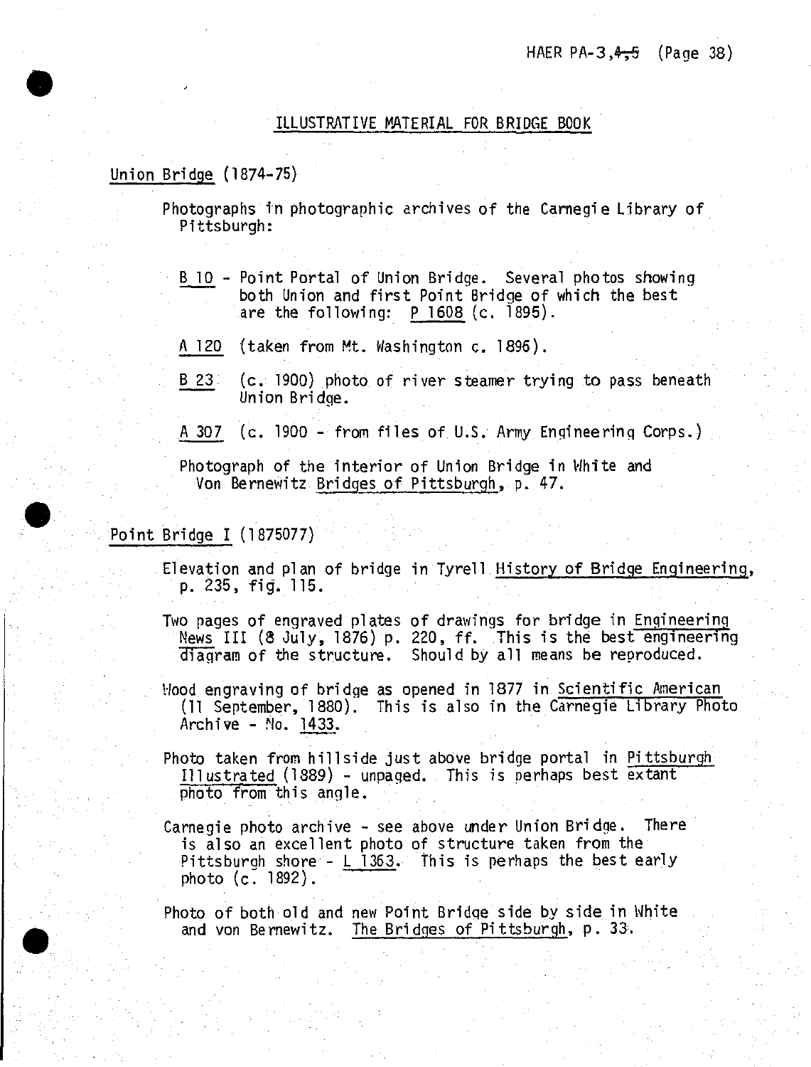## ILLUSTRATIVE MATERIAL FOR BRIDGE BOOK

### Union Bridge (1874-75)

Photographs in photographic archives of the Carnegie Library of Pittsburgh:

B 10 - Point Portal of Union Bridge. Several photos showing both Union and first Point Bridge of which the best are the following: P 1608 (c. 1895).

A 120 (taken from Mt. Washington c. 1896).

B 23 (c. 1900) photo of river steamer trying to pass beneath Union Bridge.

A 307 (c. 1900 - from files of U.S. Army Engineering Corps.)

Photograph of the interior of Union Bridge in White and Von Bernewitz Bridges of Pittsburgh, p. 47.

### Point Bridge I (1875077)

Elevation and plan of bridge in Tyrell History of Bridge Engineering, p. 235, fig. 115.

Two pages of engraved plates of drawings for bridge in Engineering News III (8 July, 1876) p. 220, ff. This is the best engineering diagram of the structure. Should by all means be reproduced.

Wood engraving of bridge as opened in 1877 in Scientific American (11 September, 1880). This is also in the Carnegie Library Photo Archive - No. 1433.

Photo taken from hillside just above bridge portal in Pittsburgh Illustrated (1889) - unpaged. This is perhaps best extant photo from this angle.

Carnegie photo archive - see above under Union Bridge. There is also an excellent photo of structure taken from the Pittsburgh shore - L 1363. This is perhaps the best early photo (c. 1892).

Photo of both old and new Point Bridge side by side in White and von Bernewitz. The Bridges of Pittsburgh, p. 33.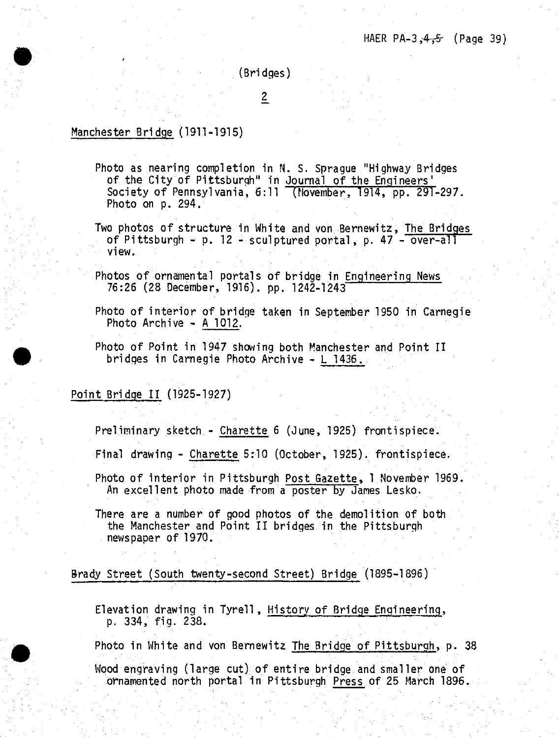(Bridges)

2

Manchester Bridge (1911-1915)

Photo as nearing completion in N. S. Sprague "Highway Bridges of the City of Pittsburgh" in Journal of the Engineers' Society of Pennsylvania, 6:11 (November, 1914, pp. 291-297. Photo on p. 294.

Two photos of structure in White and von Bernewitz, The Bridges of Pittsburgh - p. 12 - sculptured portal, p. 47 - over-all view.

Photos of ornamental portals of bridge in Engineering News 76:26 (28 December, 1916). pp. 1242-1243

Photo of interior of bridge taken in September 1950 in Carnegie Photo Archive - A 1012.

Photo of Point in 1947 showing both Manchester and Point II bridges in Carnegie Photo Archive - L 1436.

Point Bridge II (1925-1927)

Preliminary sketch - Charette 6 (June, 1925) frontispiece.

Final drawing - Charette 5:10 (October, 1925). frontispiece.

Photo of interior in Pittsburgh Post Gazette, 1 November 1969. An excellent photo made from a poster by James Lesko.

There are a number of good photos of the demolition of both the Manchester and Point II bridges in the Pittsburgh newspaper of 1970.

Brady Street (South twenty-second Street) Bridge (1895-1896)

Elevation drawing in Tyrell, History of Bridge Engineering, p. 334, fig. 238.

Photo in White and von Bernewitz The Bridge of Pittsburgh, p. 38

Wood engraving (large cut) of entire bridge and smaller one of ornamented north portal in Pittsburgh Press of 25 March 1896.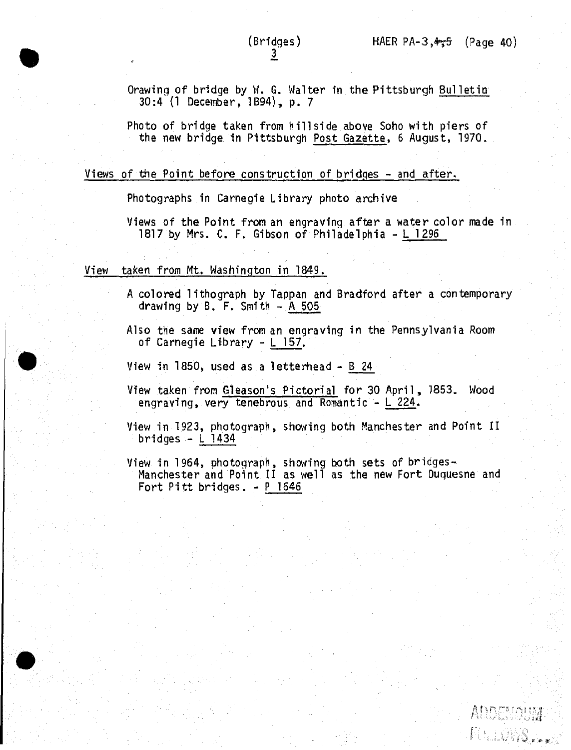(Bridges)
3

Drawing of bridge by W. G. Walter in the Pittsburgh Bulletin 30:4 (1 December, 1894), p. 7

Photo of bridge taken from hillside above Soho with piers of the new bridge in Pittsburgh Post Gazette, 6 August, 1970.

## Views of the Point before construction of bridges - and after.

Photographs in Carnegie Library photo archive

Views of the Point from an engraving after a water color made in 1817 by Mrs. C. F. Gibson of Philadelphia - L 1296

## View taken from Mt. Washington in 1849.

A colored lithograph by Tappan and Bradford after a contemporary drawing by B. F. Smith - A 505

Also the same view from an engraving in the Pennsylvania Room of Carnegie Library - L 157.

View in 1850, used as a letterhead - B 24

View taken from Gleason's Pictorial for 30 April, 1853. Wood engraving, very tenebrous and Romantic - L 224.

View in 1923, photograph, showing both Manchester and Point II bridges - L 1434

View in 1964, photograph, showing both sets of bridges-Manchester and Point II as well as the new Fort Duquesne and Fort Pitt bridges. - P 1646

ADDENDUM FOLLOWS...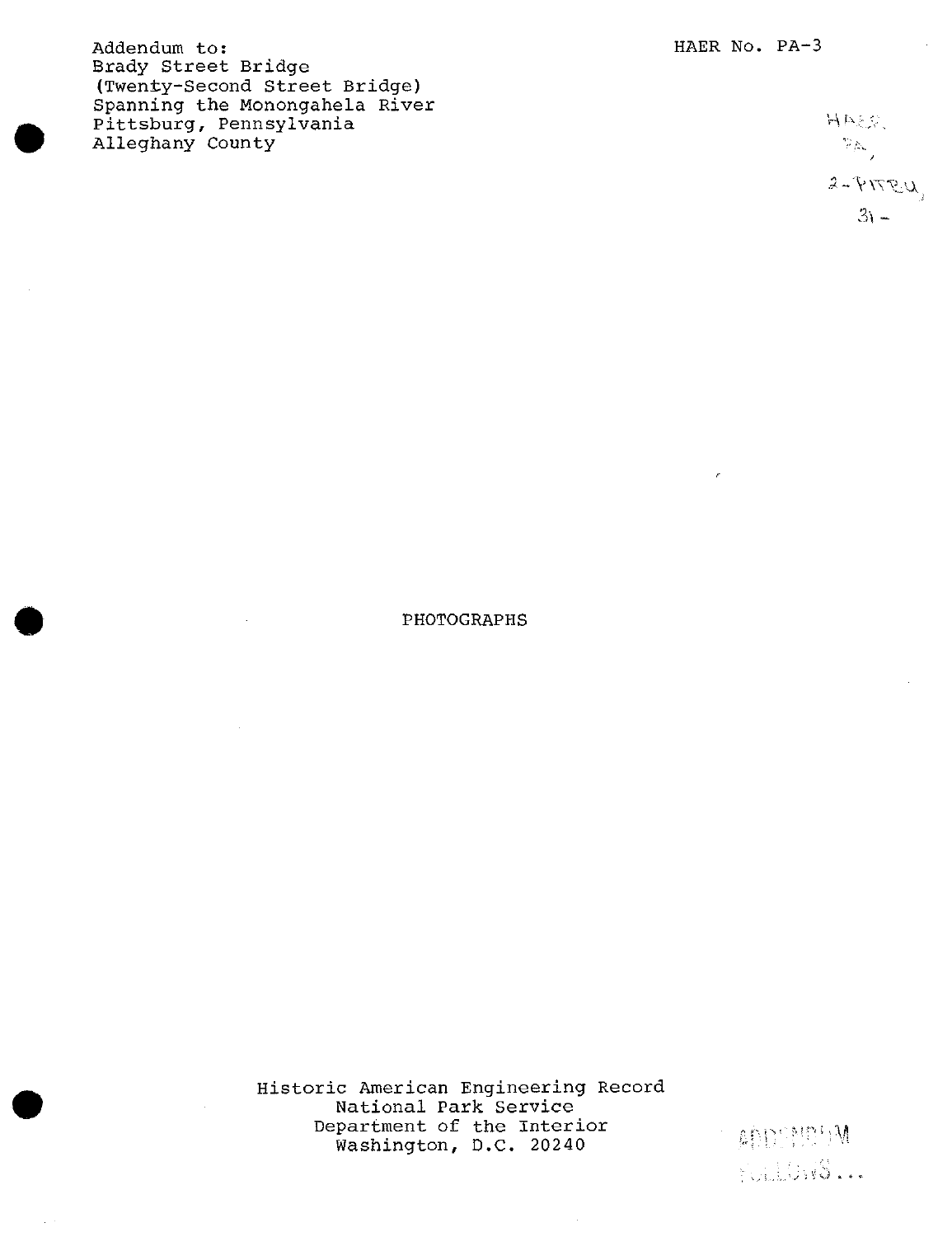Addendum to:
Brady Street Bridge
(Twenty-Second Street Bridge)
Spanning the Monongahela River
Pittsburg, Pennsylvania
Alleghany County

HAER No. PA-3

HAER
PA,
2-PITBU,
31-

PHOTOGRAPHS

Historic American Engineering Record
National Park Service
Department of the Interior
Washington, D.C. 20240

ADDENDUM
FOLLOWS...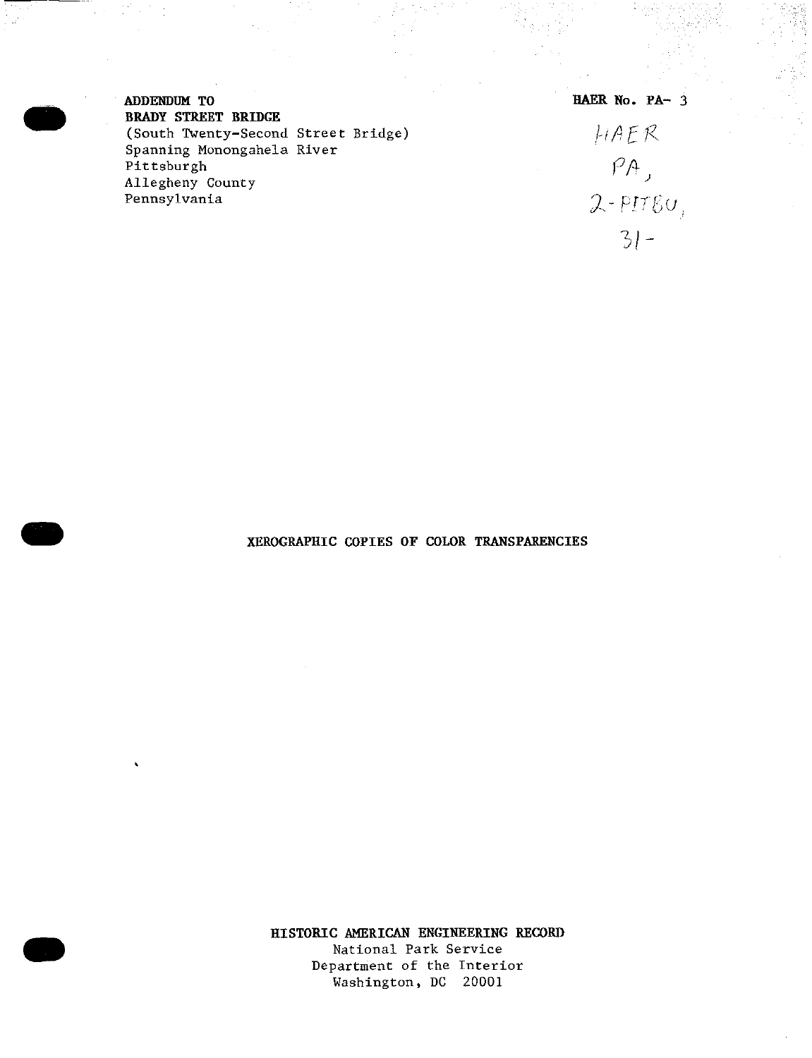**ADDENDUM TO**
**BRADY STREET BRIDGE**
(South Twenty-Second Street Bridge)
Spanning Monongahela River
Pittsburgh
Allegheny County
Pennsylvania

**HAER No. PA- 3**

HAER
PA,
2-PITBU,
31-

**XEROGRAPHIC COPIES OF COLOR TRANSPARENCIES**

**HISTORIC AMERICAN ENGINEERING RECORD**
National Park Service
Department of the Interior
Washington, DC 20001